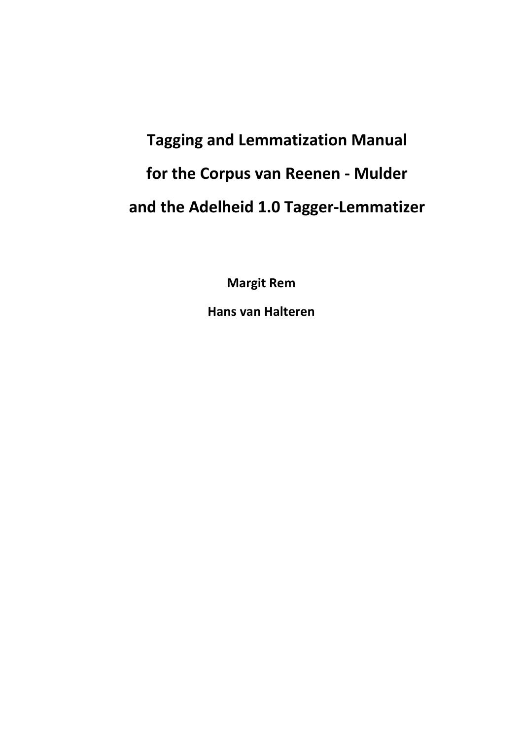# Tagging and Lemmatization Manual
# for the Corpus van Reenen - Mulder
# and the Adelheid 1.0 Tagger-Lemmatizer

**Margit Rem**

**Hans van Halteren**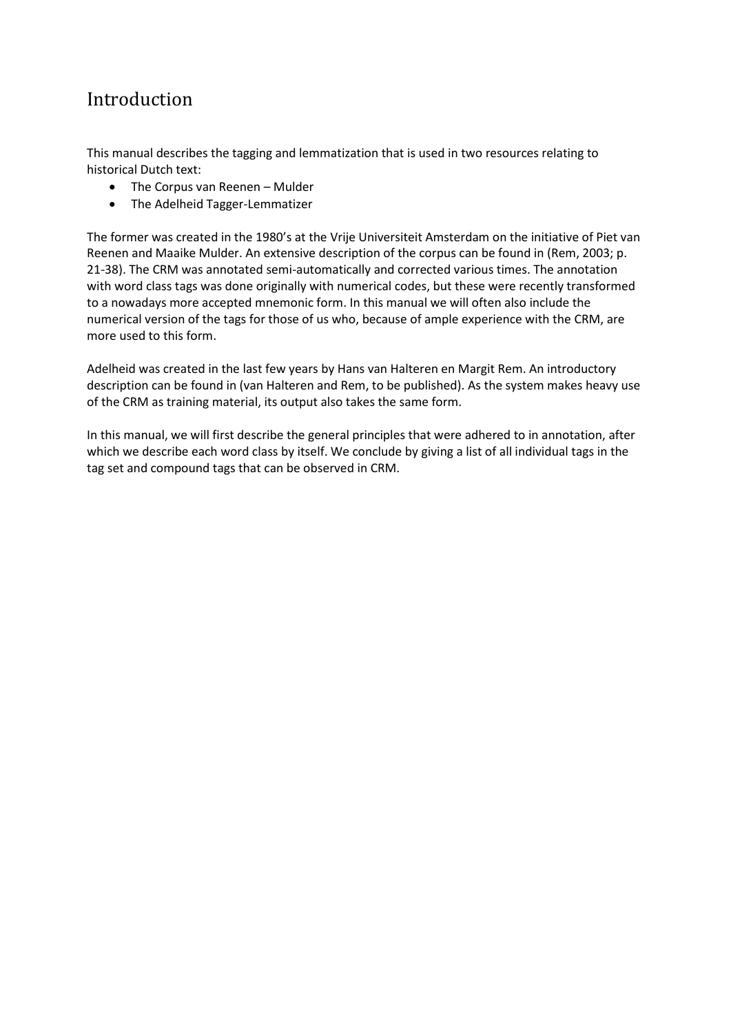# Introduction

This manual describes the tagging and lemmatization that is used in two resources relating to historical Dutch text:

- The Corpus van Reenen – Mulder
- The Adelheid Tagger-Lemmatizer

The former was created in the 1980's at the Vrije Universiteit Amsterdam on the initiative of Piet van Reenen and Maaike Mulder. An extensive description of the corpus can be found in (Rem, 2003; p. 21-38). The CRM was annotated semi-automatically and corrected various times. The annotation with word class tags was done originally with numerical codes, but these were recently transformed to a nowadays more accepted mnemonic form. In this manual we will often also include the numerical version of the tags for those of us who, because of ample experience with the CRM, are more used to this form.

Adelheid was created in the last few years by Hans van Halteren en Margit Rem. An introductory description can be found in (van Halteren and Rem, to be published). As the system makes heavy use of the CRM as training material, its output also takes the same form.

In this manual, we will first describe the general principles that were adhered to in annotation, after which we describe each word class by itself. We conclude by giving a list of all individual tags in the tag set and compound tags that can be observed in CRM.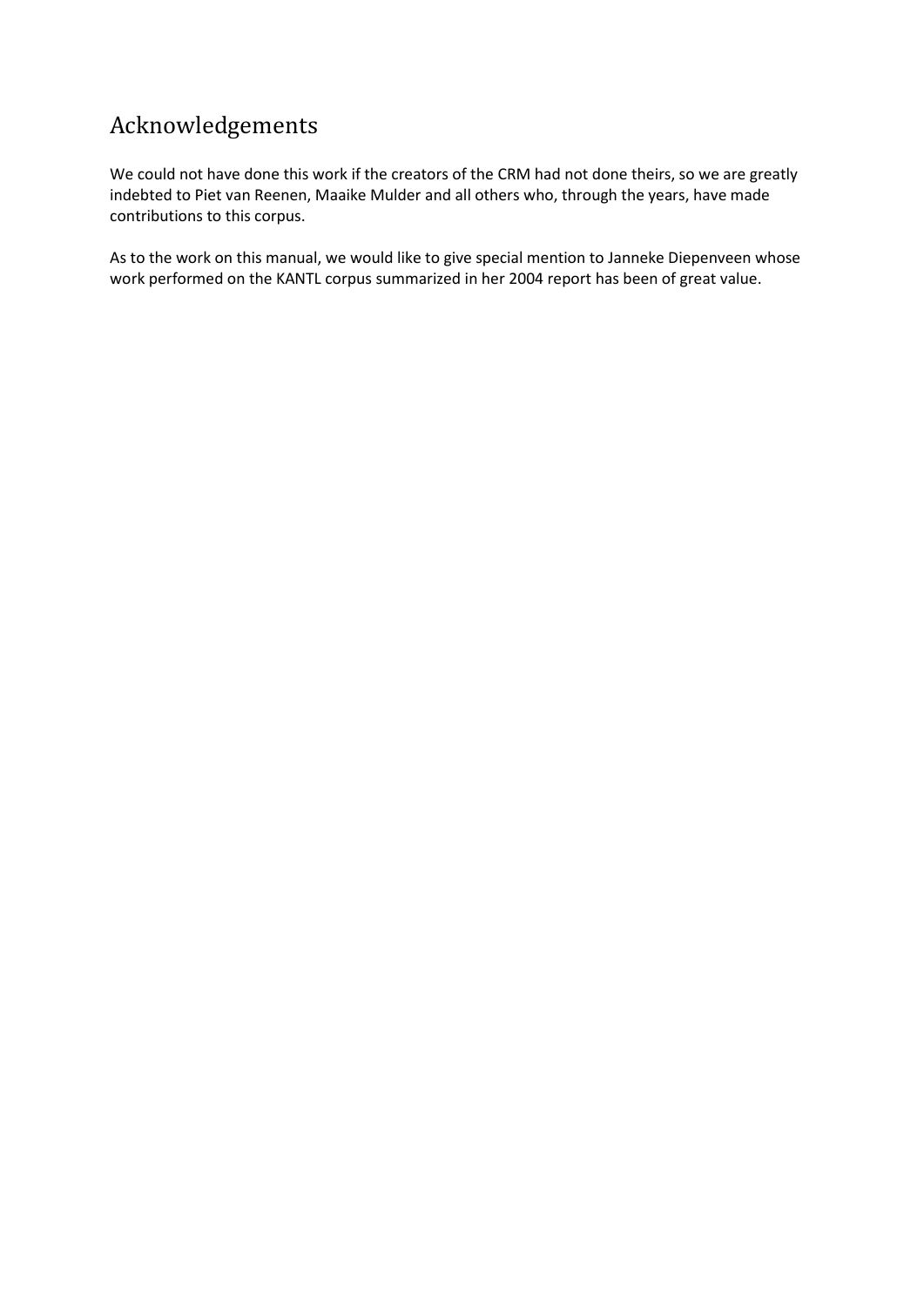# Acknowledgements

We could not have done this work if the creators of the CRM had not done theirs, so we are greatly indebted to Piet van Reenen, Maaike Mulder and all others who, through the years, have made contributions to this corpus.

As to the work on this manual, we would like to give special mention to Janneke Diepenveen whose work performed on the KANTL corpus summarized in her 2004 report has been of great value.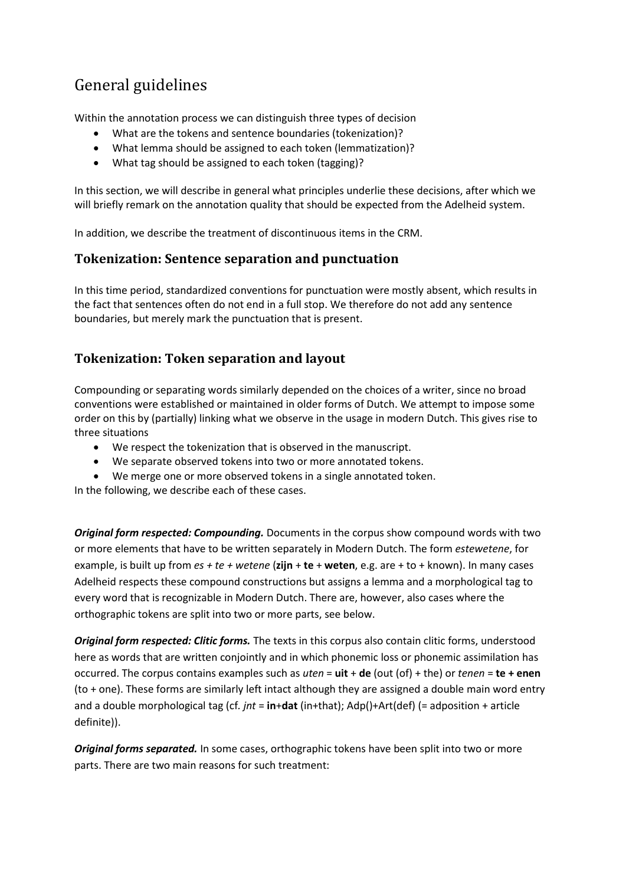# General guidelines

Within the annotation process we can distinguish three types of decision

- What are the tokens and sentence boundaries (tokenization)?
- What lemma should be assigned to each token (lemmatization)?
- What tag should be assigned to each token (tagging)?

In this section, we will describe in general what principles underlie these decisions, after which we will briefly remark on the annotation quality that should be expected from the Adelheid system.

In addition, we describe the treatment of discontinuous items in the CRM.

## Tokenization: Sentence separation and punctuation

In this time period, standardized conventions for punctuation were mostly absent, which results in the fact that sentences often do not end in a full stop. We therefore do not add any sentence boundaries, but merely mark the punctuation that is present.

## Tokenization: Token separation and layout

Compounding or separating words similarly depended on the choices of a writer, since no broad conventions were established or maintained in older forms of Dutch. We attempt to impose some order on this by (partially) linking what we observe in the usage in modern Dutch. This gives rise to three situations

- We respect the tokenization that is observed in the manuscript.
- We separate observed tokens into two or more annotated tokens.
- We merge one or more observed tokens in a single annotated token.

In the following, we describe each of these cases.

***Original form respected: Compounding.*** Documents in the corpus show compound words with two or more elements that have to be written separately in Modern Dutch. The form *estewetene*, for example, is built up from *es + te + wetene* (**zijn** + **te** + **weten**, e.g. are + to + known). In many cases Adelheid respects these compound constructions but assigns a lemma and a morphological tag to every word that is recognizable in Modern Dutch. There are, however, also cases where the orthographic tokens are split into two or more parts, see below.

***Original form respected: Clitic forms.*** The texts in this corpus also contain clitic forms, understood here as words that are written conjointly and in which phonemic loss or phonemic assimilation has occurred. The corpus contains examples such as *uten* = **uit** + **de** (out (of) + the) or *tenen* = **te + enen** (to + one). These forms are similarly left intact although they are assigned a double main word entry and a double morphological tag (cf. *jnt* = **in**+**dat** (in+that); Adp()+Art(def) (= adposition + article definite)).

***Original forms separated.*** In some cases, orthographic tokens have been split into two or more parts. There are two main reasons for such treatment: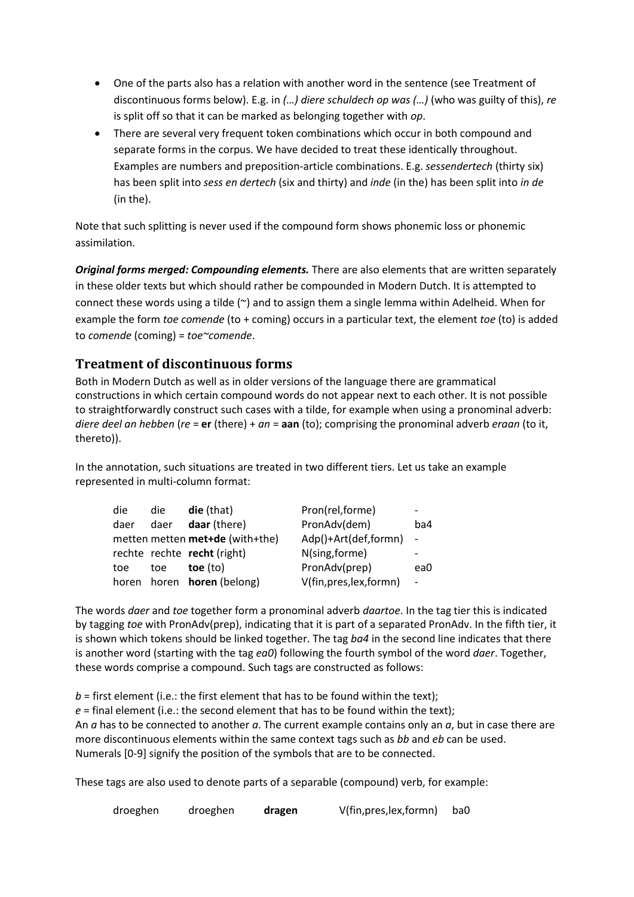- One of the parts also has a relation with another word in the sentence (see Treatment of discontinuous forms below). E.g. in *(…) diere schuldech op was (…)* (who was guilty of this), *re* is split off so that it can be marked as belonging together with *op*.
- There are several very frequent token combinations which occur in both compound and separate forms in the corpus. We have decided to treat these identically throughout. Examples are numbers and preposition-article combinations. E.g. *sessendertech* (thirty six) has been split into *sess en dertech* (six and thirty) and *inde* (in the) has been split into *in de* (in the).

Note that such splitting is never used if the compound form shows phonemic loss or phonemic assimilation.

***Original forms merged: Compounding elements.*** There are also elements that are written separately in these older texts but which should rather be compounded in Modern Dutch. It is attempted to connect these words using a tilde (~) and to assign them a single lemma within Adelheid. When for example the form *toe comende* (to + coming) occurs in a particular text, the element *toe* (to) is added to *comende* (coming) = *toe~comende*.

## Treatment of discontinuous forms

Both in Modern Dutch as well as in older versions of the language there are grammatical constructions in which certain compound words do not appear next to each other. It is not possible to straightforwardly construct such cases with a tilde, for example when using a pronominal adverb: *diere deel an hebben* (*re* = **er** (there) + *an* = **aan** (to); comprising the pronominal adverb *eraan* (to it, thereto)).

In the annotation, such situations are treated in two different tiers. Let us take an example represented in multi-column format:

| | | | | |
|---|---|---|---|---|
| die | die | **die** (that) | Pron(rel,forme) | - |
| daer | daer | **daar** (there) | PronAdv(dem) | ba4 |
| metten | metten | **met+de** (with+the) | Adp()+Art(def,formn) | - |
| rechte | rechte | **recht** (right) | N(sing,forme) | - |
| toe | toe | **toe** (to) | PronAdv(prep) | ea0 |
| horen | horen | **horen** (belong) | V(fin,pres,lex,formn) | - |

The words *daer* and *toe* together form a pronominal adverb *daartoe*. In the tag tier this is indicated by tagging *toe* with PronAdv(prep), indicating that it is part of a separated PronAdv. In the fifth tier, it is shown which tokens should be linked together. The tag *ba4* in the second line indicates that there is another word (starting with the tag *ea0*) following the fourth symbol of the word *daer*. Together, these words comprise a compound. Such tags are constructed as follows:

*b* = first element (i.e.: the first element that has to be found within the text);
*e* = final element (i.e.: the second element that has to be found within the text);
An *a* has to be connected to another *a*. The current example contains only an *a*, but in case there are more discontinuous elements within the same context tags such as *bb* and *eb* can be used.
Numerals [0-9] signify the position of the symbols that are to be connected.

These tags are also used to denote parts of a separable (compound) verb, for example:

| | | | | |
|---|---|---|---|---|
| droeghen | droeghen | **dragen** | V(fin,pres,lex,formn) | ba0 |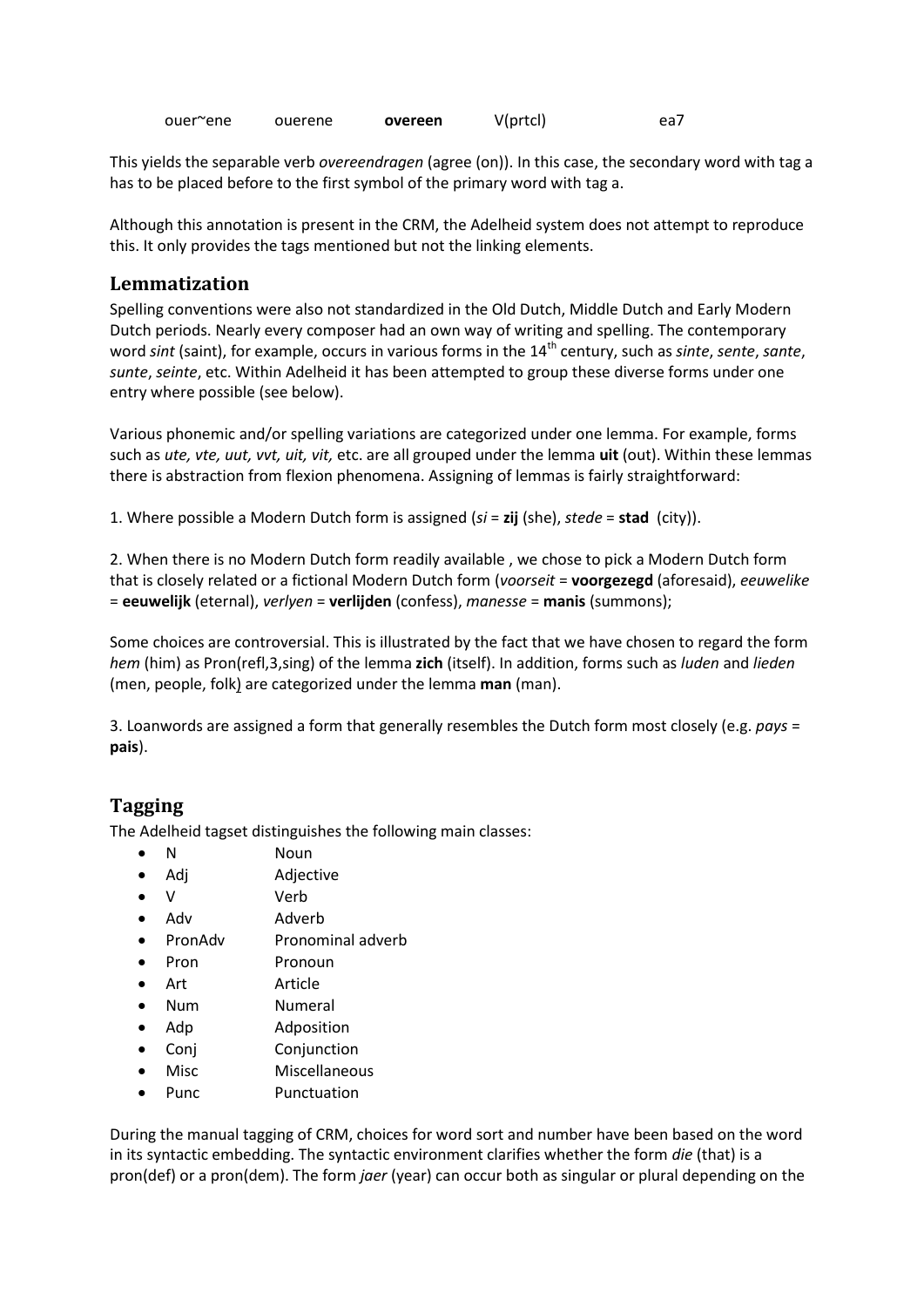| ouer~ene | ouerene | **overeen** | V(prtcl) | ea7 |
|---|---|---|---|---|

This yields the separable verb *overeendragen* (agree (on)). In this case, the secondary word with tag a has to be placed before to the first symbol of the primary word with tag a.

Although this annotation is present in the CRM, the Adelheid system does not attempt to reproduce this. It only provides the tags mentioned but not the linking elements.

## Lemmatization

Spelling conventions were also not standardized in the Old Dutch, Middle Dutch and Early Modern Dutch periods. Nearly every composer had an own way of writing and spelling. The contemporary word *sint* (saint), for example, occurs in various forms in the 14th century, such as *sinte*, *sente*, *sante*, *sunte*, *seinte*, etc. Within Adelheid it has been attempted to group these diverse forms under one entry where possible (see below).

Various phonemic and/or spelling variations are categorized under one lemma. For example, forms such as *ute, vte, uut, vvt, uit, vit,* etc. are all grouped under the lemma **uit** (out). Within these lemmas there is abstraction from flexion phenomena. Assigning of lemmas is fairly straightforward:

1. Where possible a Modern Dutch form is assigned (*si* = **zij** (she), *stede* = **stad** (city)).

2. When there is no Modern Dutch form readily available , we chose to pick a Modern Dutch form that is closely related or a fictional Modern Dutch form (*voorseit* = **voorgezegd** (aforesaid), *eeuwelike* = **eeuwelijk** (eternal), *verlyen* = **verlijden** (confess), *manesse* = **manis** (summons);

Some choices are controversial. This is illustrated by the fact that we have chosen to regard the form *hem* (him) as Pron(refl,3,sing) of the lemma **zich** (itself). In addition, forms such as *luden* and *lieden* (men, people, folk) are categorized under the lemma **man** (man).

3. Loanwords are assigned a form that generally resembles the Dutch form most closely (e.g. *pays* = **pais**).

## Tagging

The Adelheid tagset distinguishes the following main classes:

- N Noun
- Adj Adjective
- V Verb
- Adv Adverb
- PronAdv Pronominal adverb
- Pron Pronoun
- Art Article
- Num Numeral
- Adp Adposition
- Conj Conjunction
- Misc Miscellaneous
- Punc Punctuation

During the manual tagging of CRM, choices for word sort and number have been based on the word in its syntactic embedding. The syntactic environment clarifies whether the form *die* (that) is a pron(def) or a pron(dem). The form *jaer* (year) can occur both as singular or plural depending on the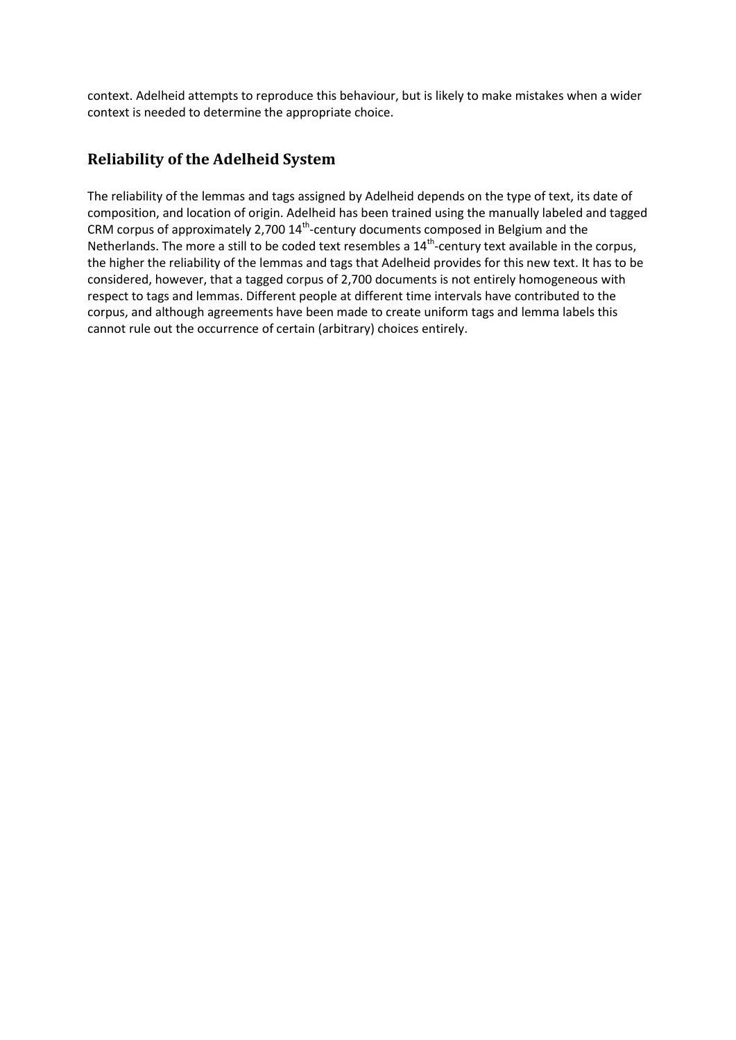context. Adelheid attempts to reproduce this behaviour, but is likely to make mistakes when a wider context is needed to determine the appropriate choice.

## Reliability of the Adelheid System

The reliability of the lemmas and tags assigned by Adelheid depends on the type of text, its date of composition, and location of origin. Adelheid has been trained using the manually labeled and tagged CRM corpus of approximately 2,700 $14^{th}$-century documents composed in Belgium and the Netherlands. The more a still to be coded text resembles a $14^{th}$-century text available in the corpus, the higher the reliability of the lemmas and tags that Adelheid provides for this new text. It has to be considered, however, that a tagged corpus of 2,700 documents is not entirely homogeneous with respect to tags and lemmas. Different people at different time intervals have contributed to the corpus, and although agreements have been made to create uniform tags and lemma labels this cannot rule out the occurrence of certain (arbitrary) choices entirely.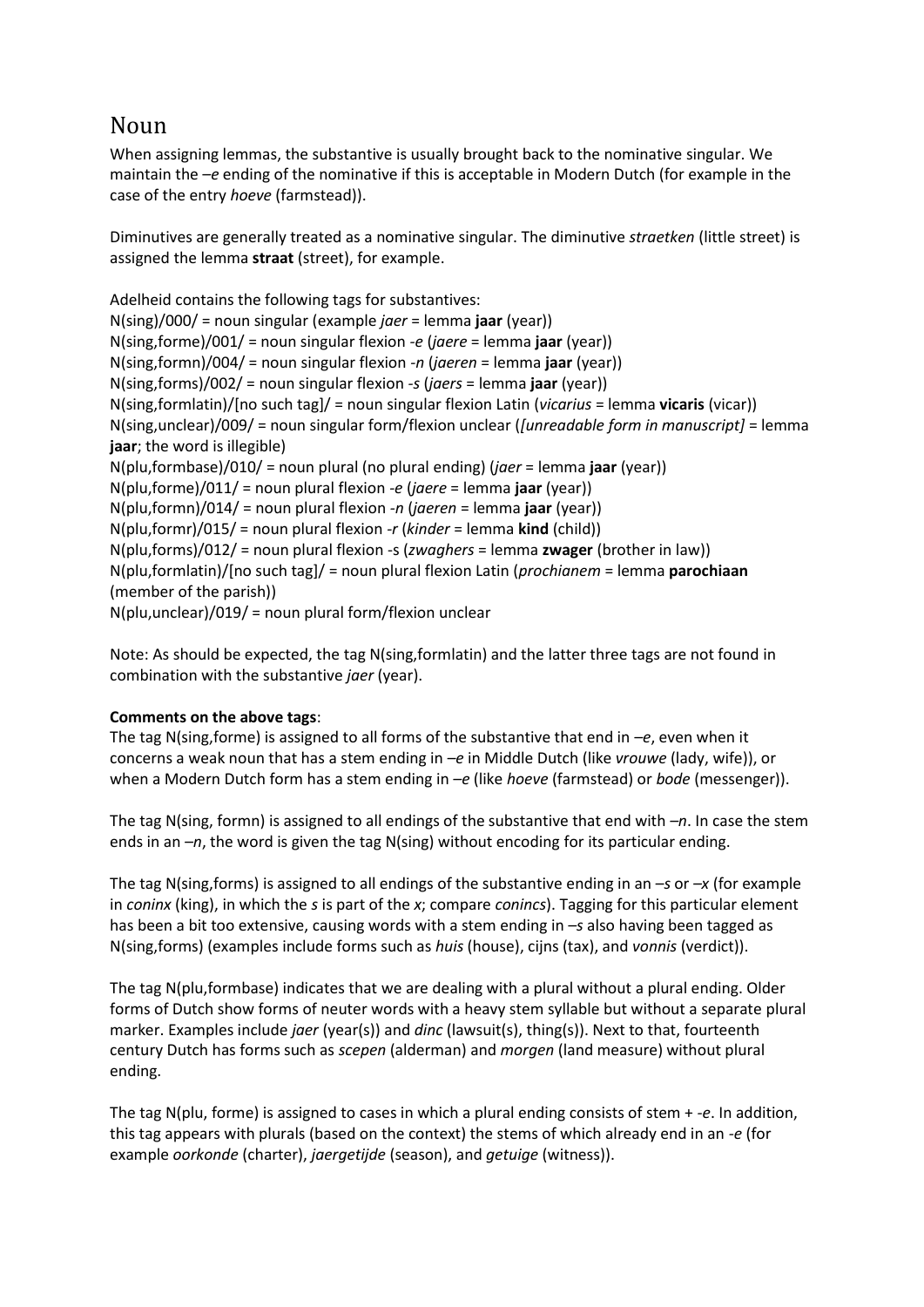# Noun

When assigning lemmas, the substantive is usually brought back to the nominative singular. We maintain the –*e* ending of the nominative if this is acceptable in Modern Dutch (for example in the case of the entry *hoeve* (farmstead)).

Diminutives are generally treated as a nominative singular. The diminutive *straetken* (little street) is assigned the lemma **straat** (street), for example.

Adelheid contains the following tags for substantives:
N(sing)/000/ = noun singular (example *jaer* = lemma **jaar** (year))
N(sing,forme)/001/ = noun singular flexion -*e* (*jaere* = lemma **jaar** (year))
N(sing,formn)/004/ = noun singular flexion -*n* (*jaeren* = lemma **jaar** (year))
N(sing,forms)/002/ = noun singular flexion -*s* (*jaers* = lemma **jaar** (year))
N(sing,formlatin)/[no such tag]/ = noun singular flexion Latin (*vicarius* = lemma **vicaris** (vicar))
N(sing,unclear)/009/ = noun singular form/flexion unclear (*[unreadable form in manuscript]* = lemma **jaar**; the word is illegible)
N(plu,formbase)/010/ = noun plural (no plural ending) (*jaer* = lemma **jaar** (year))
N(plu,forme)/011/ = noun plural flexion -*e* (*jaere* = lemma **jaar** (year))
N(plu,formn)/014/ = noun plural flexion -*n* (*jaeren* = lemma **jaar** (year))
N(plu,formr)/015/ = noun plural flexion -*r* (*kinder* = lemma **kind** (child))
N(plu,forms)/012/ = noun plural flexion -s (*zwaghers* = lemma **zwager** (brother in law))
N(plu,formlatin)/[no such tag]/ = noun plural flexion Latin (*prochianem* = lemma **parochiaan** (member of the parish))
N(plu,unclear)/019/ = noun plural form/flexion unclear

Note: As should be expected, the tag N(sing,formlatin) and the latter three tags are not found in combination with the substantive *jaer* (year).

**Comments on the above tags**:
The tag N(sing,forme) is assigned to all forms of the substantive that end in –*e*, even when it concerns a weak noun that has a stem ending in –*e* in Middle Dutch (like *vrouwe* (lady, wife)), or when a Modern Dutch form has a stem ending in –*e* (like *hoeve* (farmstead) or *bode* (messenger)).

The tag N(sing, formn) is assigned to all endings of the substantive that end with –*n*. In case the stem ends in an –*n*, the word is given the tag N(sing) without encoding for its particular ending.

The tag N(sing,forms) is assigned to all endings of the substantive ending in an –*s* or –*x* (for example in *coninx* (king), in which the *s* is part of the *x*; compare *conincs*). Tagging for this particular element has been a bit too extensive, causing words with a stem ending in –*s* also having been tagged as N(sing,forms) (examples include forms such as *huis* (house), cijns (tax), and *vonnis* (verdict)).

The tag N(plu,formbase) indicates that we are dealing with a plural without a plural ending. Older forms of Dutch show forms of neuter words with a heavy stem syllable but without a separate plural marker. Examples include *jaer* (year(s)) and *dinc* (lawsuit(s), thing(s)). Next to that, fourteenth century Dutch has forms such as *scepen* (alderman) and *morgen* (land measure) without plural ending.

The tag N(plu, forme) is assigned to cases in which a plural ending consists of stem + -*e*. In addition, this tag appears with plurals (based on the context) the stems of which already end in an -*e* (for example *oorkonde* (charter), *jaergetijde* (season), and *getuige* (witness)).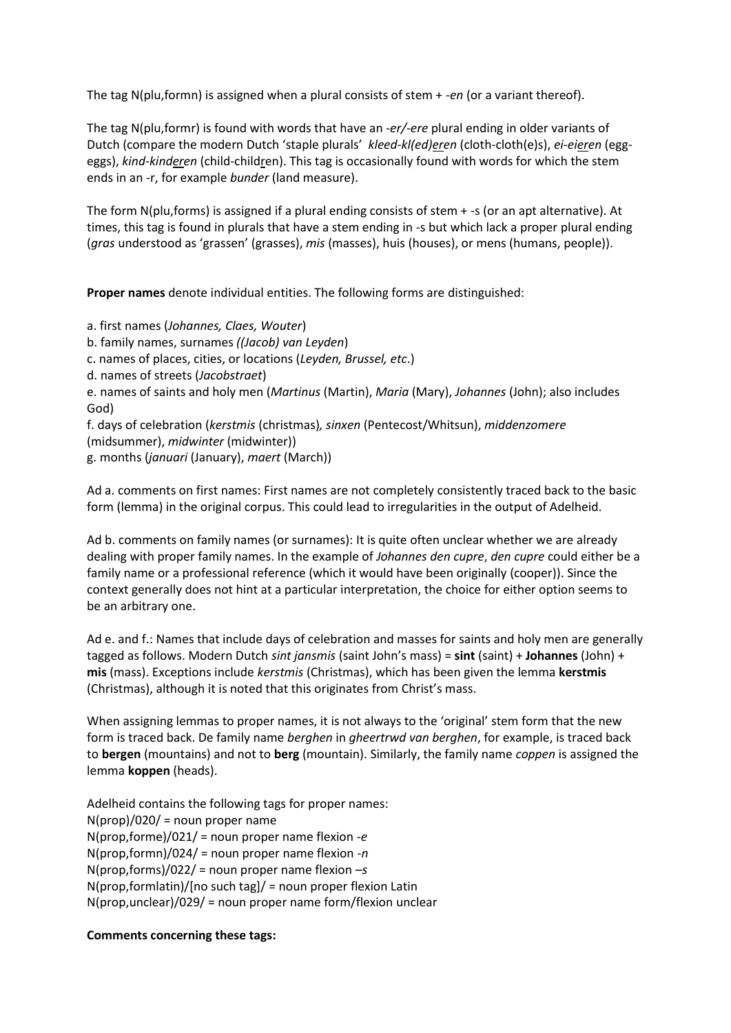The tag N(plu,formn) is assigned when a plural consists of stem + *-en* (or a variant thereof).

The tag N(plu,formr) is found with words that have an *-er/-ere* plural ending in older variants of Dutch (compare the modern Dutch 'staple plurals' *kleed-kl(ed)eren* (cloth-cloth(e)s), *ei-eieren* (egg-eggs), *kind-kinderen* (child-children). This tag is occasionally found with words for which the stem ends in an -r, for example *bunder* (land measure).

The form N(plu,forms) is assigned if a plural ending consists of stem + -s (or an apt alternative). At times, this tag is found in plurals that have a stem ending in -s but which lack a proper plural ending (*gras* understood as 'grassen' (grasses), *mis* (masses), huis (houses), or mens (humans, people)).

**Proper names** denote individual entities. The following forms are distinguished:

a. first names (*Johannes, Claes, Wouter*)
b. family names, surnames *((Jacob) van Leyden*)
c. names of places, cities, or locations (*Leyden, Brussel, etc*.)
d. names of streets (*Jacobstraet*)
e. names of saints and holy men (*Martinus* (Martin), *Maria* (Mary), *Johannes* (John); also includes God)
f. days of celebration (*kerstmis* (christmas)*, sinxen* (Pentecost/Whitsun), *middenzomere* (midsummer), *midwinter* (midwinter))
g. months (*januari* (January), *maert* (March))

Ad a. comments on first names: First names are not completely consistently traced back to the basic form (lemma) in the original corpus. This could lead to irregularities in the output of Adelheid.

Ad b. comments on family names (or surnames): It is quite often unclear whether we are already dealing with proper family names. In the example of *Johannes den cupre*, *den cupre* could either be a family name or a professional reference (which it would have been originally (cooper)). Since the context generally does not hint at a particular interpretation, the choice for either option seems to be an arbitrary one.

Ad e. and f.: Names that include days of celebration and masses for saints and holy men are generally tagged as follows. Modern Dutch *sint jansmis* (saint John's mass) = **sint** (saint) + **Johannes** (John) + **mis** (mass). Exceptions include *kerstmis* (Christmas), which has been given the lemma **kerstmis** (Christmas), although it is noted that this originates from Christ's mass.

When assigning lemmas to proper names, it is not always to the 'original' stem form that the new form is traced back. De family name *berghen* in *gheertrwd van berghen*, for example, is traced back to **bergen** (mountains) and not to **berg** (mountain). Similarly, the family name *coppen* is assigned the lemma **koppen** (heads).

Adelheid contains the following tags for proper names:
N(prop)/020/ = noun proper name
N(prop,forme)/021/ = noun proper name flexion *-e*
N(prop,formn)/024/ = noun proper name flexion *-n*
N(prop,forms)/022/ = noun proper name flexion *–s*
N(prop,formlatin)/[no such tag]/ = noun proper flexion Latin
N(prop,unclear)/029/ = noun proper name form/flexion unclear

**Comments concerning these tags:**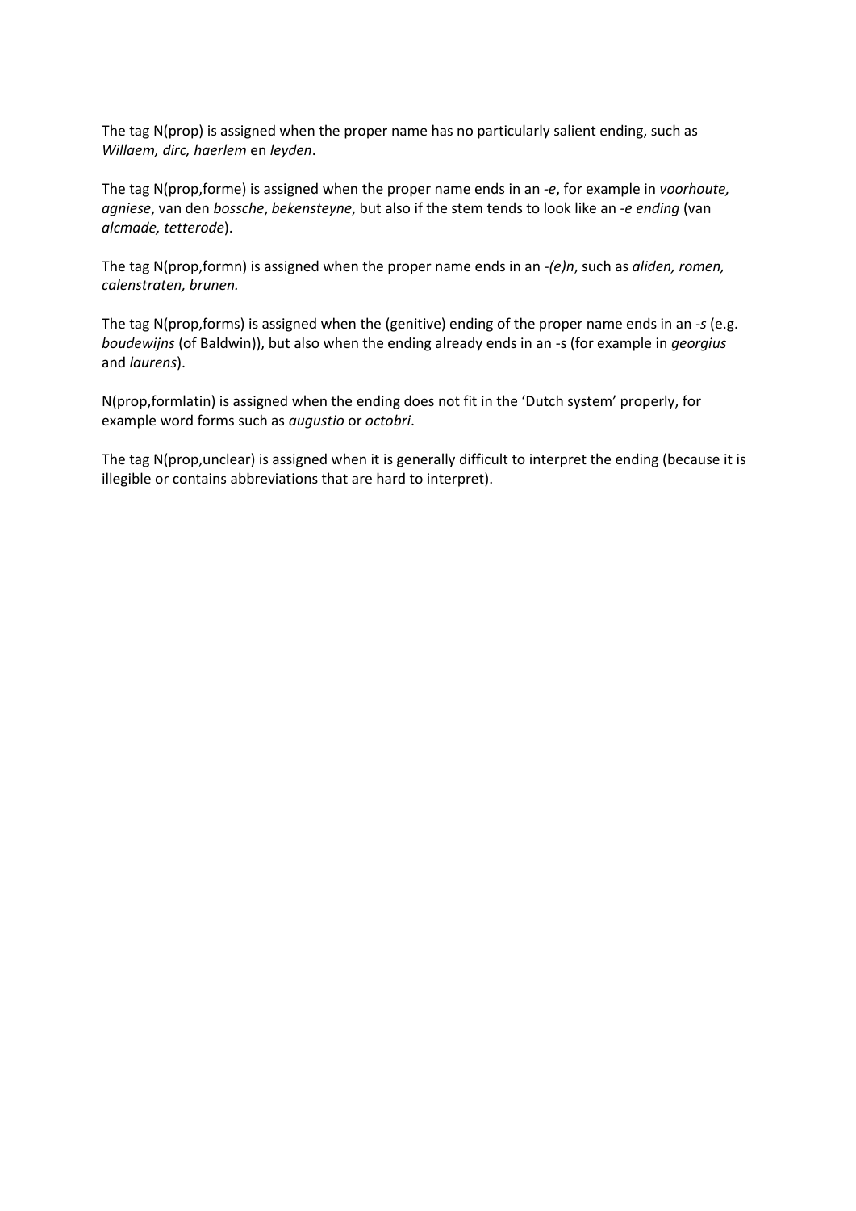The tag N(prop) is assigned when the proper name has no particularly salient ending, such as *Willaem, dirc, haerlem* en *leyden*.

The tag N(prop,forme) is assigned when the proper name ends in an *-e*, for example in *voorhoute, agniese*, van den *bossche*, *bekensteyne*, but also if the stem tends to look like an *-e ending* (van *alcmade, tetterode*).

The tag N(prop,formn) is assigned when the proper name ends in an *-(e)n*, such as *aliden, romen, calenstraten, brunen.*

The tag N(prop,forms) is assigned when the (genitive) ending of the proper name ends in an *-s* (e.g. *boudewijns* (of Baldwin)), but also when the ending already ends in an -s (for example in *georgius* and *laurens*).

N(prop,formlatin) is assigned when the ending does not fit in the 'Dutch system' properly, for example word forms such as *augustio* or *octobri*.

The tag N(prop,unclear) is assigned when it is generally difficult to interpret the ending (because it is illegible or contains abbreviations that are hard to interpret).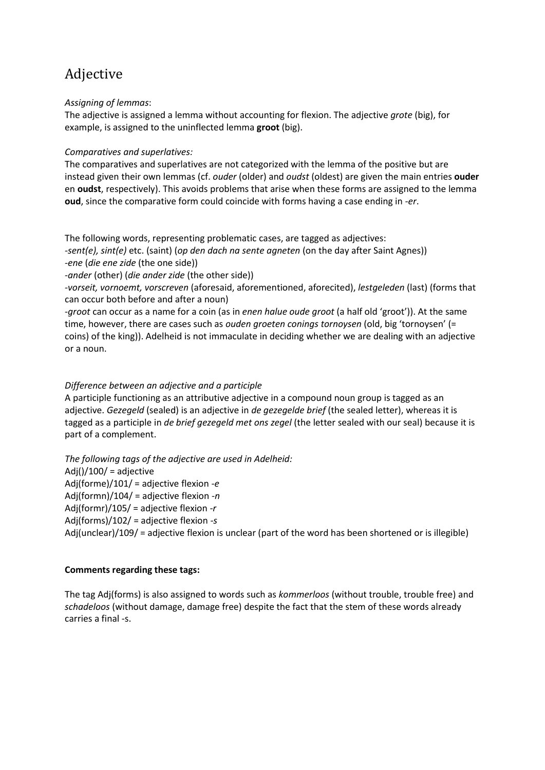# Adjective

*Assigning of lemmas*:
The adjective is assigned a lemma without accounting for flexion. The adjective *grote* (big), for example, is assigned to the uninflected lemma **groot** (big).

*Comparatives and superlatives:*
The comparatives and superlatives are not categorized with the lemma of the positive but are instead given their own lemmas (cf. *ouder* (older) and *oudst* (oldest) are given the main entries **ouder** en **oudst**, respectively). This avoids problems that arise when these forms are assigned to the lemma **oud**, since the comparative form could coincide with forms having a case ending in *-er*.

The following words, representing problematic cases, are tagged as adjectives:
-*sent(e), sint(e)* etc. (saint) (*op den dach na sente agneten* (on the day after Saint Agnes))
-*ene* (*die ene zide* (the one side))
-*ander* (other) (*die ander zide* (the other side))
-*vorseit, vornoemt, vorscreven* (aforesaid, aforementioned, aforecited), *lestgeleden* (last) (forms that can occur both before and after a noun)
-*groot* can occur as a name for a coin (as in *enen halue oude groot* (a half old 'groot')). At the same time, however, there are cases such as *ouden groeten conings tornoysen* (old, big 'tornoysen' (= coins) of the king)). Adelheid is not immaculate in deciding whether we are dealing with an adjective or a noun.

*Difference between an adjective and a participle*
A participle functioning as an attributive adjective in a compound noun group is tagged as an adjective. *Gezegeld* (sealed) is an adjective in *de gezegelde brief* (the sealed letter), whereas it is tagged as a participle in *de brief gezegeld met ons zegel* (the letter sealed with our seal) because it is part of a complement.

*The following tags of the adjective are used in Adelheid:*
Adj()/100/ = adjective
Adj(forme)/101/ = adjective flexion *-e*
Adj(formn)/104/ = adjective flexion *-n*
Adj(formr)/105/ = adjective flexion *-r*
Adj(forms)/102/ = adjective flexion *-s*
Adj(unclear)/109/ = adjective flexion is unclear (part of the word has been shortened or is illegible)

**Comments regarding these tags:**

The tag Adj(forms) is also assigned to words such as *kommerloos* (without trouble, trouble free) and *schadeloos* (without damage, damage free) despite the fact that the stem of these words already carries a final -s.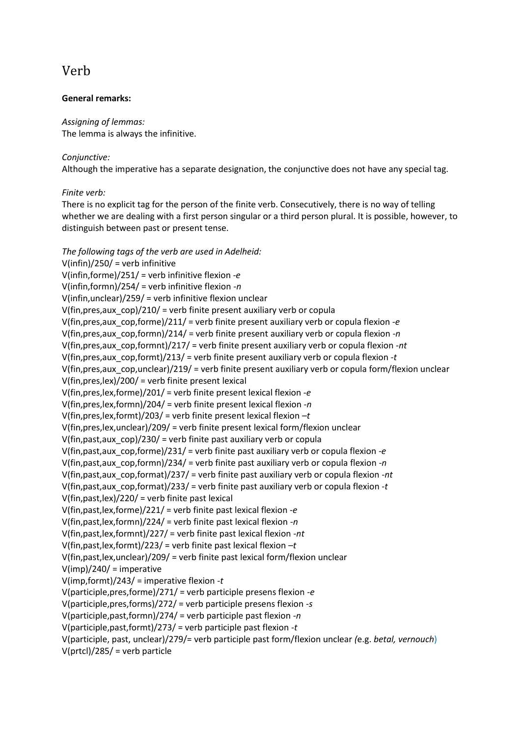# Verb

**General remarks:**

*Assigning of lemmas:*
The lemma is always the infinitive.

*Conjunctive:*
Although the imperative has a separate designation, the conjunctive does not have any special tag.

*Finite verb:*
There is no explicit tag for the person of the finite verb. Consecutively, there is no way of telling whether we are dealing with a first person singular or a third person plural. It is possible, however, to distinguish between past or present tense.

*The following tags of the verb are used in Adelheid:*
V(infin)/250/ = verb infinitive
V(infin,forme)/251/ = verb infinitive flexion *-e*
V(infin,formn)/254/ = verb infinitive flexion *-n*
V(infin,unclear)/259/ = verb infinitive flexion unclear
V(fin,pres,aux_cop)/210/ = verb finite present auxiliary verb or copula
V(fin,pres,aux_cop,forme)/211/ = verb finite present auxiliary verb or copula flexion *-e*
V(fin,pres,aux_cop,formn)/214/ = verb finite present auxiliary verb or copula flexion *-n*
V(fin,pres,aux_cop,formnt)/217/ = verb finite present auxiliary verb or copula flexion *-nt*
V(fin,pres,aux_cop,formt)/213/ = verb finite present auxiliary verb or copula flexion *-t*
V(fin,pres,aux_cop,unclear)/219/ = verb finite present auxiliary verb or copula form/flexion unclear
V(fin,pres,lex)/200/ = verb finite present lexical
V(fin,pres,lex,forme)/201/ = verb finite present lexical flexion *-e*
V(fin,pres,lex,formn)/204/ = verb finite present lexical flexion *-n*
V(fin,pres,lex,formt)/203/ = verb finite present lexical flexion *–t*
V(fin,pres,lex,unclear)/209/ = verb finite present lexical form/flexion unclear
V(fin,past,aux_cop)/230/ = verb finite past auxiliary verb or copula
V(fin,past,aux_cop,forme)/231/ = verb finite past auxiliary verb or copula flexion *-e*
V(fin,past,aux_cop,formn)/234/ = verb finite past auxiliary verb or copula flexion *-n*
V(fin,past,aux_cop,format)/237/ = verb finite past auxiliary verb or copula flexion *-nt*
V(fin,past,aux_cop,format)/233/ = verb finite past auxiliary verb or copula flexion *-t*
V(fin,past,lex)/220/ = verb finite past lexical
V(fin,past,lex,forme)/221/ = verb finite past lexical flexion *-e*
V(fin,past,lex,formn)/224/ = verb finite past lexical flexion *-n*
V(fin,past,lex,formnt)/227/ = verb finite past lexical flexion *-nt*
V(fin,past,lex,formt)/223/ = verb finite past lexical flexion *–t*
V(fin,past,lex,unclear)/209/ = verb finite past lexical form/flexion unclear
V(imp)/240/ = imperative
V(imp,formt)/243/ = imperative flexion *-t*
V(participle,pres,forme)/271/ = verb participle presens flexion *-e*
V(participle,pres,forms)/272/ = verb participle presens flexion *-s*
V(participle,past,formn)/274/ = verb participle past flexion *-n*
V(participle,past,formt)/273/ = verb participle past flexion *-t*
V(participle, past, unclear)/279/= verb participle past form/flexion unclear *(*e.g. *betal, vernouch*)
V(prtcl)/285/ = verb particle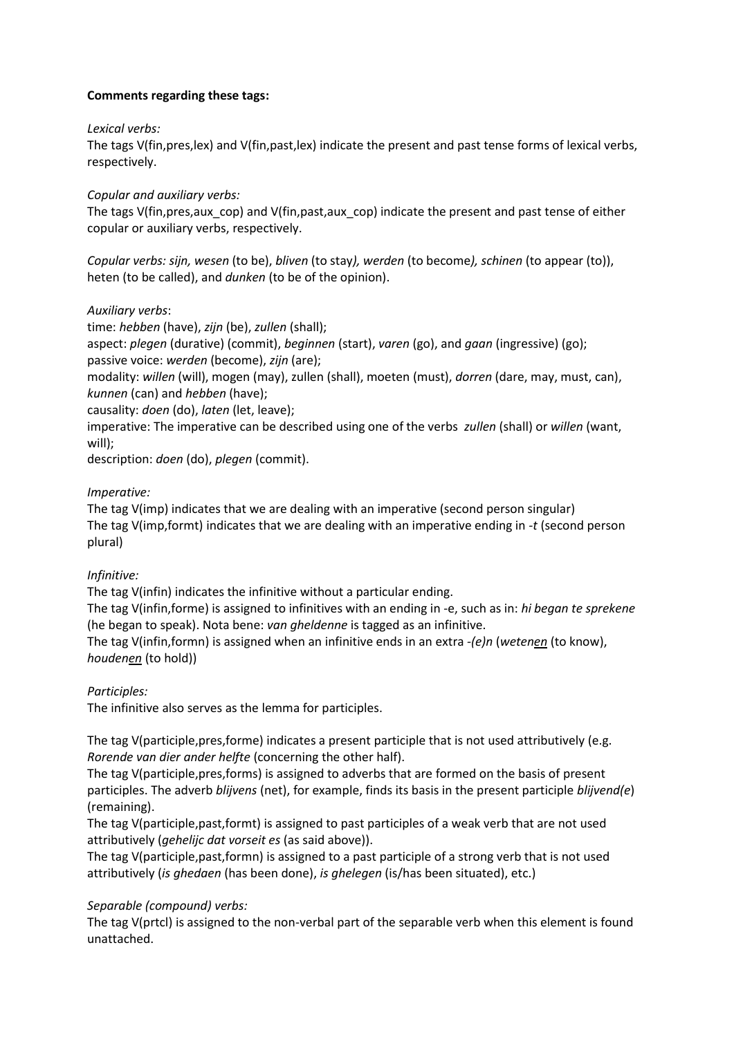**Comments regarding these tags:**

*Lexical verbs:*
The tags V(fin,pres,lex) and V(fin,past,lex) indicate the present and past tense forms of lexical verbs, respectively.

*Copular and auxiliary verbs:*
The tags V(fin,pres,aux_cop) and V(fin,past,aux_cop) indicate the present and past tense of either copular or auxiliary verbs, respectively.

*Copular verbs: sijn, wesen* (to be), *bliven* (to stay*), werden* (to become*), schinen* (to appear (to)), heten (to be called), and *dunken* (to be of the opinion).

*Auxiliary verbs*:
time: *hebben* (have), *zijn* (be), *zullen* (shall);
aspect: *plegen* (durative) (commit), *beginnen* (start), *varen* (go), and *gaan* (ingressive) (go);
passive voice: *werden* (become), *zijn* (are);
modality: *willen* (will), mogen (may), zullen (shall), moeten (must), *dorren* (dare, may, must, can), *kunnen* (can) and *hebben* (have);
causality: *doen* (do), *laten* (let, leave);
imperative: The imperative can be described using one of the verbs *zullen* (shall) or *willen* (want, will);
description: *doen* (do), *plegen* (commit).

*Imperative:*
The tag V(imp) indicates that we are dealing with an imperative (second person singular)
The tag V(imp,formt) indicates that we are dealing with an imperative ending in *-t* (second person plural)

*Infinitive:*
The tag V(infin) indicates the infinitive without a particular ending.
The tag V(infin,forme) is assigned to infinitives with an ending in -e, such as in: *hi began te sprekene* (he began to speak). Nota bene: *van gheldenne* is tagged as an infinitive.
The tag V(infin,formn) is assigned when an infinitive ends in an extra *-(e)n* (*wete<u>en</u>* (to know), *houden<u>en</u>* (to hold))

*Participles:*
The infinitive also serves as the lemma for participles.

The tag V(participle,pres,forme) indicates a present participle that is not used attributively (e.g. *Rorende van dier ander helfte* (concerning the other half).
The tag V(participle,pres,forms) is assigned to adverbs that are formed on the basis of present participles. The adverb *blijvens* (net), for example, finds its basis in the present participle *blijvend(e*) (remaining).
The tag V(participle,past,formt) is assigned to past participles of a weak verb that are not used attributively (*gehelijc dat vorseit es* (as said above)).
The tag V(participle,past,formn) is assigned to a past participle of a strong verb that is not used attributively (*is ghedaen* (has been done), *is ghelegen* (is/has been situated), etc.)

*Separable (compound) verbs:*
The tag V(prtcl) is assigned to the non-verbal part of the separable verb when this element is found unattached.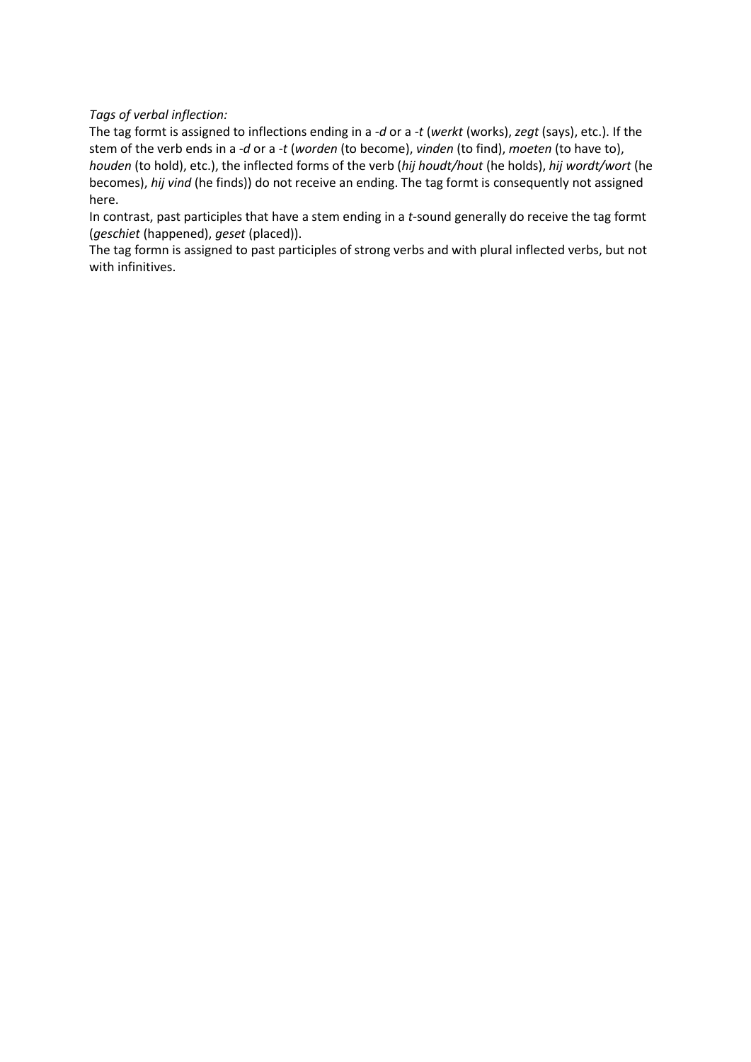*Tags of verbal inflection:*

The tag formt is assigned to inflections ending in a *-d* or a *-t* (*werkt* (works), *zegt* (says), etc.). If the stem of the verb ends in a *-d* or a *-t* (*worden* (to become), *vinden* (to find), *moeten* (to have to), *houden* (to hold), etc.), the inflected forms of the verb (*hij houdt/hout* (he holds), *hij wordt/wort* (he becomes), *hij vind* (he finds)) do not receive an ending. The tag formt is consequently not assigned here.

In contrast, past participles that have a stem ending in a *t*-sound generally do receive the tag formt (*geschiet* (happened), *geset* (placed)).

The tag formn is assigned to past participles of strong verbs and with plural inflected verbs, but not with infinitives.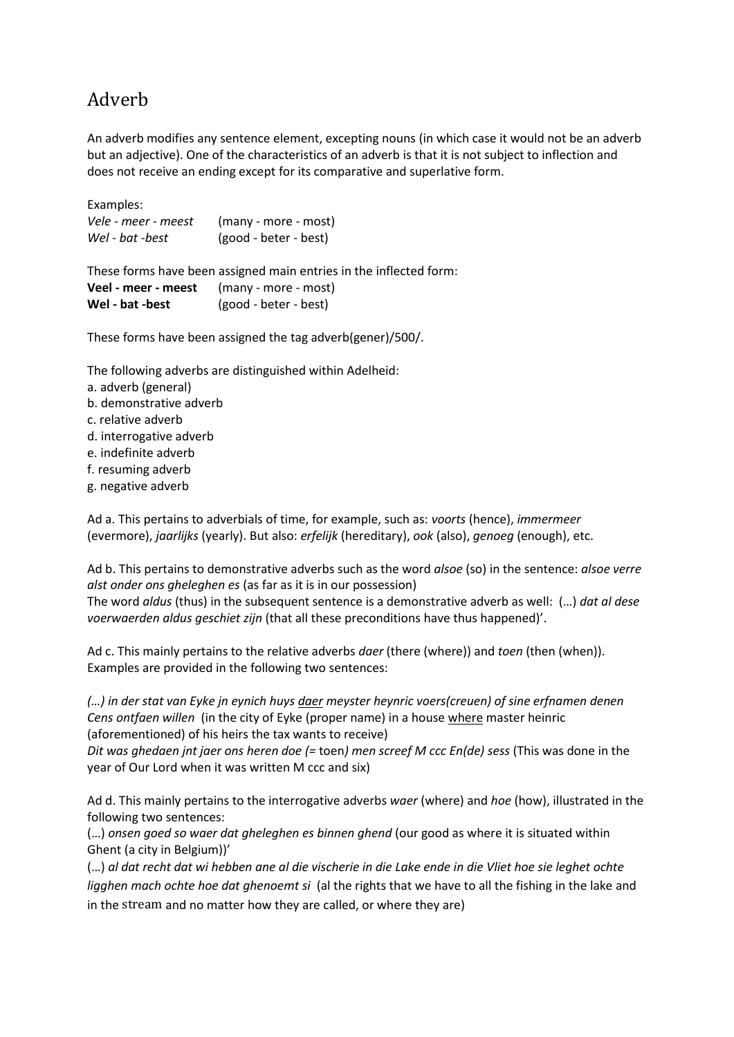# Adverb

An adverb modifies any sentence element, excepting nouns (in which case it would not be an adverb but an adjective). One of the characteristics of an adverb is that it is not subject to inflection and does not receive an ending except for its comparative and superlative form.

Examples:

*Vele - meer - meest* (many - more - most)
*Wel - bat -best* (good - beter - best)

These forms have been assigned main entries in the inflected form:

**Veel - meer - meest** (many - more - most)
**Wel - bat -best** (good - beter - best)

These forms have been assigned the tag adverb(gener)/500/.

The following adverbs are distinguished within Adelheid:

a. adverb (general)
b. demonstrative adverb
c. relative adverb
d. interrogative adverb
e. indefinite adverb
f. resuming adverb
g. negative adverb

Ad a. This pertains to adverbials of time, for example, such as: *voorts* (hence), *immermeer* (evermore), *jaarlijks* (yearly). But also: *erfelijk* (hereditary), *ook* (also), *genoeg* (enough), etc.

Ad b. This pertains to demonstrative adverbs such as the word *alsoe* (so) in the sentence: *alsoe verre alst onder ons gheleghen es* (as far as it is in our possession)
The word *aldus* (thus) in the subsequent sentence is a demonstrative adverb as well: (…) *dat al dese voerwaerden aldus geschiet zijn* (that all these preconditions have thus happened)'.

Ad c. This mainly pertains to the relative adverbs *daer* (there (where)) and *toen* (then (when)). Examples are provided in the following two sentences:

*(…) in der stat van Eyke jn eynich huys <u>daer</u> meyster heynric voers(creuen) of sine erfnamen denen Cens ontfaen willen* (in the city of Eyke (proper name) in a house <u>where</u> master heinric (aforementioned) of his heirs the tax wants to receive)
*Dit was ghedaen jnt jaer ons heren doe (=* toen*) men screef M ccc En(de) sess* (This was done in the year of Our Lord when it was written M ccc and six)

Ad d. This mainly pertains to the interrogative adverbs *waer* (where) and *hoe* (how), illustrated in the following two sentences:
(…) *onsen goed so waer dat gheleghen es binnen ghend* (our good as where it is situated within Ghent (a city in Belgium))'
(…) *al dat recht dat wi hebben ane al die vischerie in die Lake ende in die Vliet hoe sie leghet ochte ligghen mach ochte hoe dat ghenoemt si* (al the rights that we have to all the fishing in the lake and in the stream and no matter how they are called, or where they are)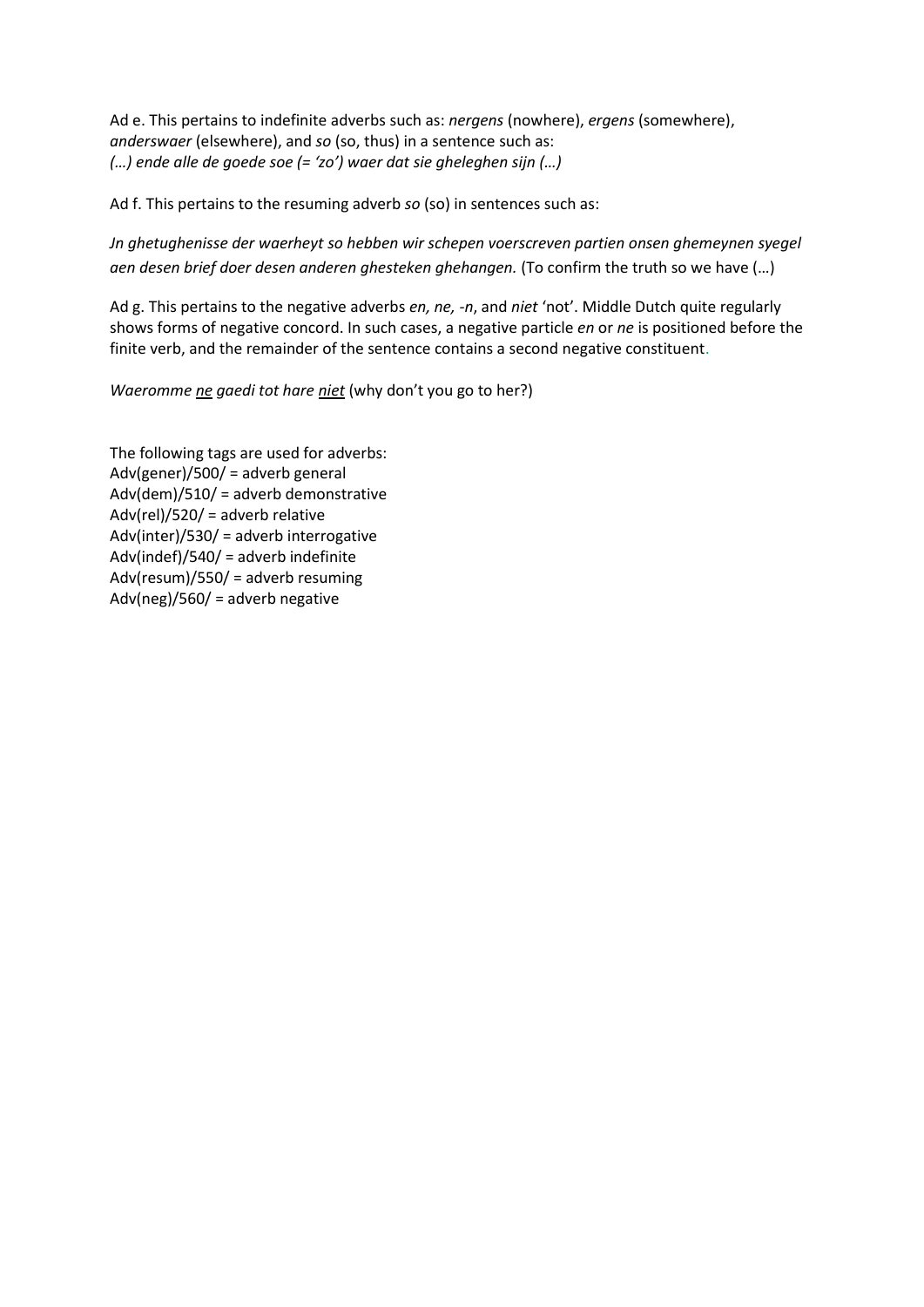Ad e. This pertains to indefinite adverbs such as: *nergens* (nowhere), *ergens* (somewhere), *anderswaer* (elsewhere), and *so* (so, thus) in a sentence such as:
*(…) ende alle de goede soe (= 'zo') waer dat sie gheleghen sijn (…)*

Ad f. This pertains to the resuming adverb *so* (so) in sentences such as:

*Jn ghetughenisse der waerheyt so hebben wir schepen voerscreven partien onsen ghemeynen syegel aen desen brief doer desen anderen ghesteken ghehangen.* (To confirm the truth so we have (…)

Ad g. This pertains to the negative adverbs *en, ne, -n*, and *niet* 'not'. Middle Dutch quite regularly shows forms of negative concord. In such cases, a negative particle *en* or *ne* is positioned before the finite verb, and the remainder of the sentence contains a second negative constituent.

*Waeromme <u>ne</u> gaedi tot hare <u>niet</u>* (why don't you go to her?)

The following tags are used for adverbs:
Adv(gener)/500/ = adverb general
Adv(dem)/510/ = adverb demonstrative
Adv(rel)/520/ = adverb relative
Adv(inter)/530/ = adverb interrogative
Adv(indef)/540/ = adverb indefinite
Adv(resum)/550/ = adverb resuming
Adv(neg)/560/ = adverb negative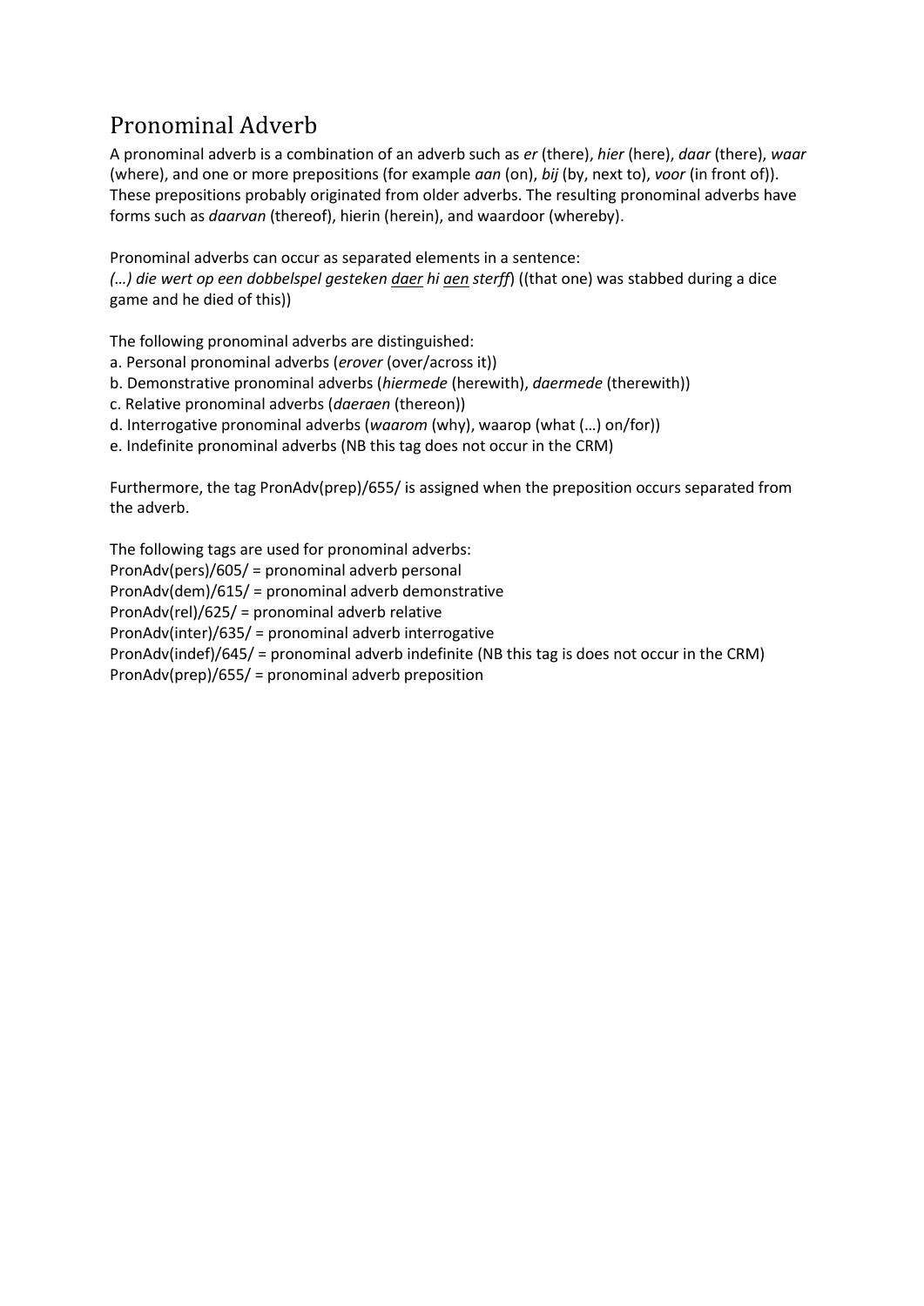## Pronominal Adverb

A pronominal adverb is a combination of an adverb such as *er* (there), *hier* (here), *daar* (there), *waar* (where), and one or more prepositions (for example *aan* (on), *bij* (by, next to), *voor* (in front of)). These prepositions probably originated from older adverbs. The resulting pronominal adverbs have forms such as *daarvan* (thereof), hierin (herein), and waardoor (whereby).

Pronominal adverbs can occur as separated elements in a sentence:
*(…) die wert op een dobbelspel gesteken <u>daer</u> hi <u>aen</u> sterff*) ((that one) was stabbed during a dice game and he died of this))

The following pronominal adverbs are distinguished:
a. Personal pronominal adverbs (*erover* (over/across it))
b. Demonstrative pronominal adverbs (*hiermede* (herewith), *daermede* (therewith))
c. Relative pronominal adverbs (*daeraen* (thereon))
d. Interrogative pronominal adverbs (*waarom* (why), waarop (what (…) on/for))
e. Indefinite pronominal adverbs (NB this tag does not occur in the CRM)

Furthermore, the tag PronAdv(prep)/655/ is assigned when the preposition occurs separated from the adverb.

The following tags are used for pronominal adverbs:
PronAdv(pers)/605/ = pronominal adverb personal
PronAdv(dem)/615/ = pronominal adverb demonstrative
PronAdv(rel)/625/ = pronominal adverb relative
PronAdv(inter)/635/ = pronominal adverb interrogative
PronAdv(indef)/645/ = pronominal adverb indefinite (NB this tag is does not occur in the CRM)
PronAdv(prep)/655/ = pronominal adverb preposition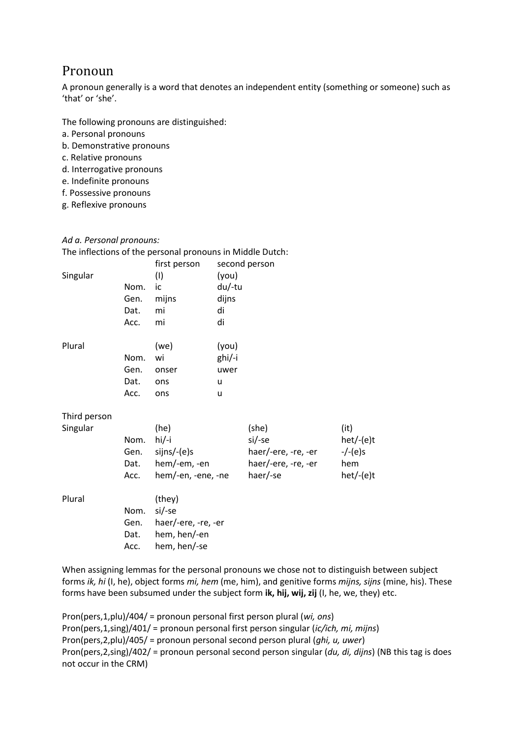# Pronoun

A pronoun generally is a word that denotes an independent entity (something or someone) such as 'that' or 'she'.

The following pronouns are distinguished:

a. Personal pronouns
b. Demonstrative pronouns
c. Relative pronouns
d. Interrogative pronouns
e. Indefinite pronouns
f. Possessive pronouns
g. Reflexive pronouns

*Ad a. Personal pronouns:*

The inflections of the personal pronouns in Middle Dutch:

| | | first person | second person |
|---|---|---|---|
| Singular | | (I) | (you) |
| | Nom. | ic | du/-tu |
| | Gen. | mijns | dijns |
| | Dat. | mi | di |
| | Acc. | mi | di |
| Plural | | (we) | (you) |
| | Nom. | wi | ghi/-i |
| | Gen. | onser | uwer |
| | Dat. | ons | u |
| | Acc. | ons | u |

| Third person | | | | |
|---|---|---|---|---|
| Singular | | (he) | (she) | (it) |
| | Nom. | hi/-i | si/-se | het/-(e)t |
| | Gen. | sijns/-(e)s | haer/-ere, -re, -er | -/-(e)s |
| | Dat. | hem/-em, -en | haer/-ere, -re, -er | hem |
| | Acc. | hem/-en, -ene, -ne | haer/-se | het/-(e)t |
| Plural | | (they) | | |
| | Nom. | si/-se | | |
| | Gen. | haer/-ere, -re, -er | | |
| | Dat. | hem, hen/-en | | |
| | Acc. | hem, hen/-se | | |

When assigning lemmas for the personal pronouns we chose not to distinguish between subject forms *ik, hi* (I, he), object forms *mi, hem* (me, him), and genitive forms *mijns, sijns* (mine, his). These forms have been subsumed under the subject form **ik, hij, wij, zij** (I, he, we, they) etc.

Pron(pers,1,plu)/404/ = pronoun personal first person plural (*wi, ons*)
Pron(pers,1,sing)/401/ = pronoun personal first person singular (*ic/ich, mi, mijns*)
Pron(pers,2,plu)/405/ = pronoun personal second person plural (*ghi, u, uwer*)
Pron(pers,2,sing)/402/ = pronoun personal second person singular (*du, di, dijns*) (NB this tag is does not occur in the CRM)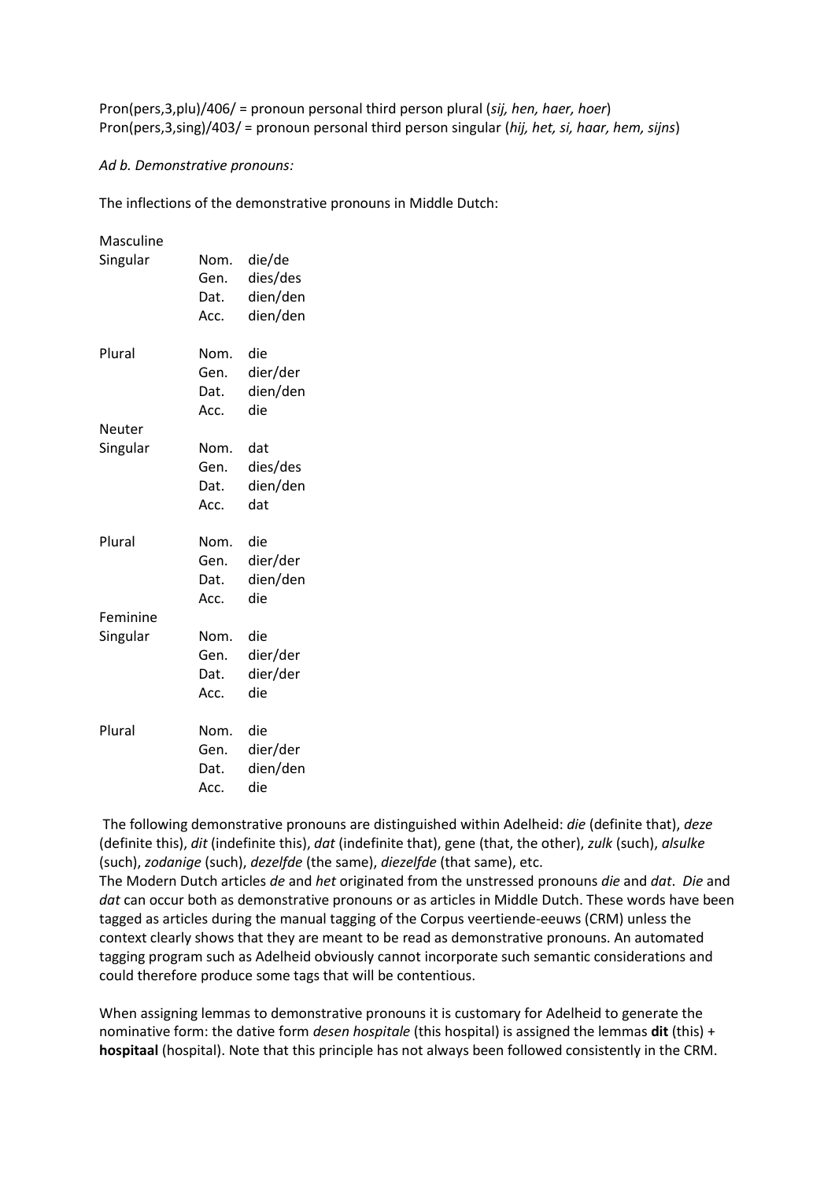Pron(pers,3,plu)/406/ = pronoun personal third person plural (*sij, hen, haer, hoer*)
Pron(pers,3,sing)/403/ = pronoun personal third person singular (*hij, het, si, haar, hem, sijns*)

*Ad b. Demonstrative pronouns:*

The inflections of the demonstrative pronouns in Middle Dutch:

| | | |
|---|---|---|
| Masculine | | |
| Singular | Nom. | die/de |
| | Gen. | dies/des |
| | Dat. | dien/den |
| | Acc. | dien/den |
| Plural | Nom. | die |
| | Gen. | dier/der |
| | Dat. | dien/den |
| | Acc. | die |
| Neuter | | |
| Singular | Nom. | dat |
| | Gen. | dies/des |
| | Dat. | dien/den |
| | Acc. | dat |
| Plural | Nom. | die |
| | Gen. | dier/der |
| | Dat. | dien/den |
| | Acc. | die |
| Feminine | | |
| Singular | Nom. | die |
| | Gen. | dier/der |
| | Dat. | dier/der |
| | Acc. | die |
| Plural | Nom. | die |
| | Gen. | dier/der |
| | Dat. | dien/den |
| | Acc. | die |

The following demonstrative pronouns are distinguished within Adelheid: *die* (definite that), *deze* (definite this), *dit* (indefinite this), *dat* (indefinite that), *gene* (that, the other), *zulk* (such), *alsulke* (such), *zodanige* (such), *dezelfde* (the same), *diezelfde* (that same), etc.
The Modern Dutch articles *de* and *het* originated from the unstressed pronouns *die* and *dat*. *Die* and *dat* can occur both as demonstrative pronouns or as articles in Middle Dutch. These words have been tagged as articles during the manual tagging of the Corpus veertiende-eeuws (CRM) unless the context clearly shows that they are meant to be read as demonstrative pronouns. An automated tagging program such as Adelheid obviously cannot incorporate such semantic considerations and could therefore produce some tags that will be contentious.

When assigning lemmas to demonstrative pronouns it is customary for Adelheid to generate the nominative form: the dative form *desen hospitale* (this hospital) is assigned the lemmas **dit** (this) + **hospitaal** (hospital). Note that this principle has not always been followed consistently in the CRM.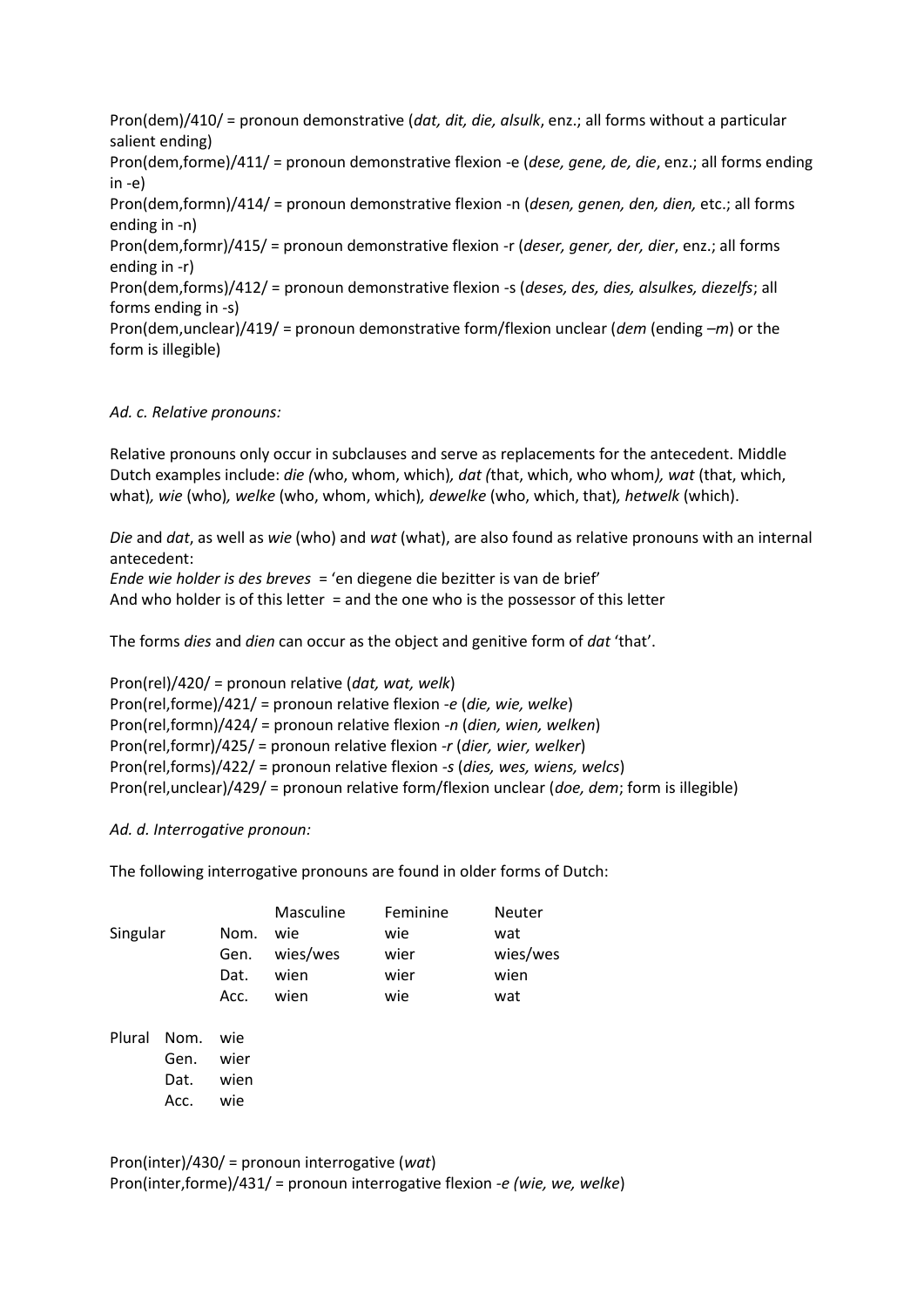Pron(dem)/410/ = pronoun demonstrative (*dat, dit, die, alsulk*, enz.; all forms without a particular salient ending)
Pron(dem,forme)/411/ = pronoun demonstrative flexion -e (*dese, gene, de, die*, enz.; all forms ending in -e)
Pron(dem,formn)/414/ = pronoun demonstrative flexion -n (*desen, genen, den, dien,* etc.; all forms ending in -n)
Pron(dem,formr)/415/ = pronoun demonstrative flexion -r (*deser, gener, der, dier*, enz.; all forms ending in -r)
Pron(dem,forms)/412/ = pronoun demonstrative flexion -s (*deses, des, dies, alsulkes, diezelfs*; all forms ending in -s)
Pron(dem,unclear)/419/ = pronoun demonstrative form/flexion unclear (*dem* (ending –*m*) or the form is illegible)

*Ad. c. Relative pronouns:*

Relative pronouns only occur in subclauses and serve as replacements for the antecedent. Middle Dutch examples include: *die (*who, whom, which)*, dat (*that, which, who whom*), wat* (that, which, what)*, wie* (who)*, welke* (who, whom, which)*, dewelke* (who, which, that)*, hetwelk* (which).

*Die* and *dat*, as well as *wie* (who) and *wat* (what), are also found as relative pronouns with an internal antecedent:
*Ende wie holder is des breves* = 'en diegene die bezitter is van de brief'
And who holder is of this letter = and the one who is the possessor of this letter

The forms *dies* and *dien* can occur as the object and genitive form of *dat* 'that'.

Pron(rel)/420/ = pronoun relative (*dat, wat, welk*)
Pron(rel,forme)/421/ = pronoun relative flexion -*e* (*die, wie, welke*)
Pron(rel,formn)/424/ = pronoun relative flexion -*n* (*dien, wien, welken*)
Pron(rel,formr)/425/ = pronoun relative flexion -*r* (*dier, wier, welker*)
Pron(rel,forms)/422/ = pronoun relative flexion -*s* (*dies, wes, wiens, welcs*)
Pron(rel,unclear)/429/ = pronoun relative form/flexion unclear (*doe, dem*; form is illegible)

*Ad. d. Interrogative pronoun:*

The following interrogative pronouns are found in older forms of Dutch:

| | | Masculine | Feminine | Neuter |
|---|---|---|---|---|
| Singular | Nom. | wie | wie | wat |
| | Gen. | wies/wes | wier | wies/wes |
| | Dat. | wien | wier | wien |
| | Acc. | wien | wie | wat |

| Plural | | |
|---|---|---|
| | Nom. | wie |
| | Gen. | wier |
| | Dat. | wien |
| | Acc. | wie |

Pron(inter)/430/ = pronoun interrogative (*wat*)
Pron(inter,forme)/431/ = pronoun interrogative flexion -*e (wie, we, welke*)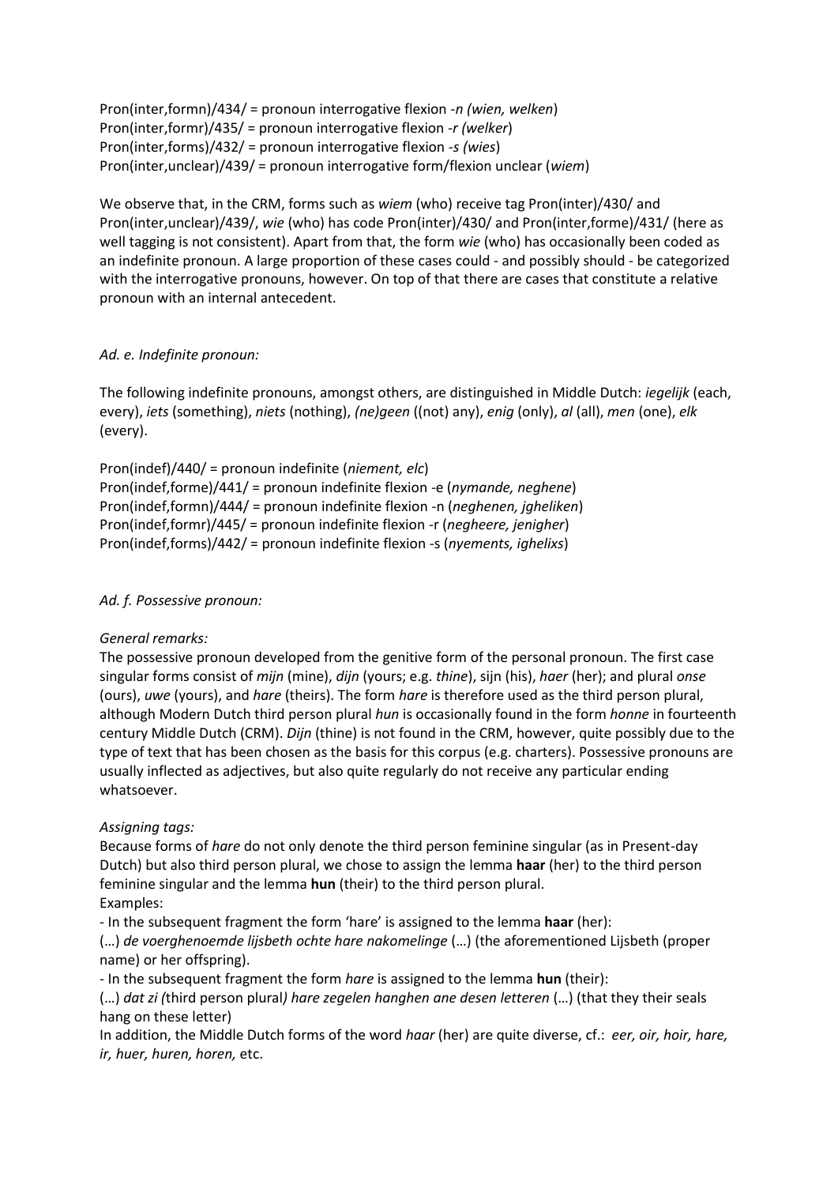Pron(inter,formn)/434/ = pronoun interrogative flexion -*n (wien, welken*)
Pron(inter,formr)/435/ = pronoun interrogative flexion -*r (welker*)
Pron(inter,forms)/432/ = pronoun interrogative flexion -*s (wies*)
Pron(inter,unclear)/439/ = pronoun interrogative form/flexion unclear (*wiem*)

We observe that, in the CRM, forms such as *wiem* (who) receive tag Pron(inter)/430/ and Pron(inter,unclear)/439/, *wie* (who) has code Pron(inter)/430/ and Pron(inter,forme)/431/ (here as well tagging is not consistent). Apart from that, the form *wie* (who) has occasionally been coded as an indefinite pronoun. A large proportion of these cases could - and possibly should - be categorized with the interrogative pronouns, however. On top of that there are cases that constitute a relative pronoun with an internal antecedent.

*Ad. e. Indefinite pronoun:*

The following indefinite pronouns, amongst others, are distinguished in Middle Dutch: *iegelijk* (each, every), *iets* (something), *niets* (nothing), *(ne)geen* ((not) any), *enig* (only), *al* (all), *men* (one), *elk* (every).

Pron(indef)/440/ = pronoun indefinite (*niement, elc*)
Pron(indef,forme)/441/ = pronoun indefinite flexion -e (*nymande, neghene*)
Pron(indef,formn)/444/ = pronoun indefinite flexion -n (*neghenen, jgheliken*)
Pron(indef,formr)/445/ = pronoun indefinite flexion -r (*negheere, jenigher*)
Pron(indef,forms)/442/ = pronoun indefinite flexion -s (*nyements, ighelixs*)

*Ad. f. Possessive pronoun:*

*General remarks:*
The possessive pronoun developed from the genitive form of the personal pronoun. The first case singular forms consist of *mijn* (mine), *dijn* (yours; e.g. *thine*), sijn (his), *haer* (her); and plural *onse* (ours), *uwe* (yours), and *hare* (theirs). The form *hare* is therefore used as the third person plural, although Modern Dutch third person plural *hun* is occasionally found in the form *honne* in fourteenth century Middle Dutch (CRM). *Dijn* (thine) is not found in the CRM, however, quite possibly due to the type of text that has been chosen as the basis for this corpus (e.g. charters). Possessive pronouns are usually inflected as adjectives, but also quite regularly do not receive any particular ending whatsoever.

*Assigning tags:*
Because forms of *hare* do not only denote the third person feminine singular (as in Present-day Dutch) but also third person plural, we chose to assign the lemma **haar** (her) to the third person feminine singular and the lemma **hun** (their) to the third person plural.
Examples:
- In the subsequent fragment the form 'hare' is assigned to the lemma **haar** (her):
(…) *de voerghenoemde lijsbeth ochte hare nakomelinge* (…) (the aforementioned Lijsbeth (proper name) or her offspring).
- In the subsequent fragment the form *hare* is assigned to the lemma **hun** (their):
(…) *dat zi (*third person plural*) hare zegelen hanghen ane desen letteren* (…) (that they their seals hang on these letter)
In addition, the Middle Dutch forms of the word *haar* (her) are quite diverse, cf.: *eer, oir, hoir, hare, ir, huer, huren, horen,* etc.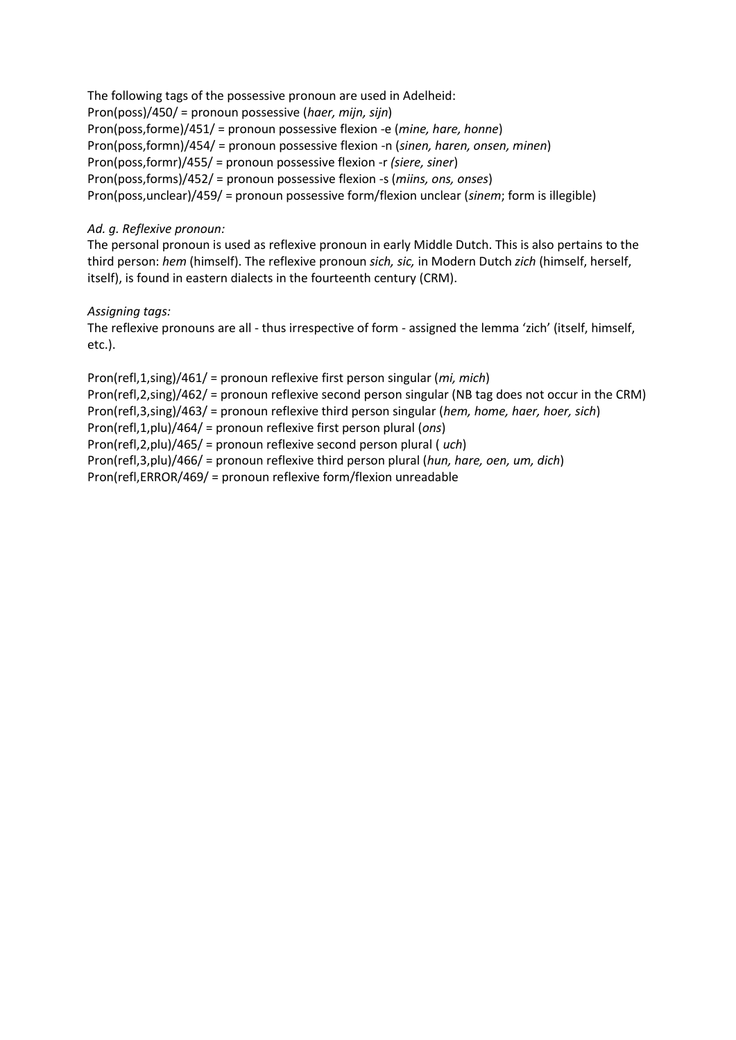The following tags of the possessive pronoun are used in Adelheid:
Pron(poss)/450/ = pronoun possessive (*haer, mijn, sijn*)
Pron(poss,forme)/451/ = pronoun possessive flexion -e (*mine, hare, honne*)
Pron(poss,formn)/454/ = pronoun possessive flexion -n (*sinen, haren, onsen, minen*)
Pron(poss,formr)/455/ = pronoun possessive flexion -r *(siere, siner*)
Pron(poss,forms)/452/ = pronoun possessive flexion -s (*miins, ons, onses*)
Pron(poss,unclear)/459/ = pronoun possessive form/flexion unclear (*sinem*; form is illegible)

*Ad. g. Reflexive pronoun:*
The personal pronoun is used as reflexive pronoun in early Middle Dutch. This is also pertains to the third person: *hem* (himself). The reflexive pronoun *sich, sic,* in Modern Dutch *zich* (himself, herself, itself), is found in eastern dialects in the fourteenth century (CRM).

*Assigning tags:*
The reflexive pronouns are all - thus irrespective of form - assigned the lemma 'zich' (itself, himself, etc.).

Pron(refl,1,sing)/461/ = pronoun reflexive first person singular (*mi, mich*)
Pron(refl,2,sing)/462/ = pronoun reflexive second person singular (NB tag does not occur in the CRM)
Pron(refl,3,sing)/463/ = pronoun reflexive third person singular (*hem, home, haer, hoer, sich*)
Pron(refl,1,plu)/464/ = pronoun reflexive first person plural (*ons*)
Pron(refl,2,plu)/465/ = pronoun reflexive second person plural ( *uch*)
Pron(refl,3,plu)/466/ = pronoun reflexive third person plural (*hun, hare, oen, um, dich*)
Pron(refl,ERROR/469/ = pronoun reflexive form/flexion unreadable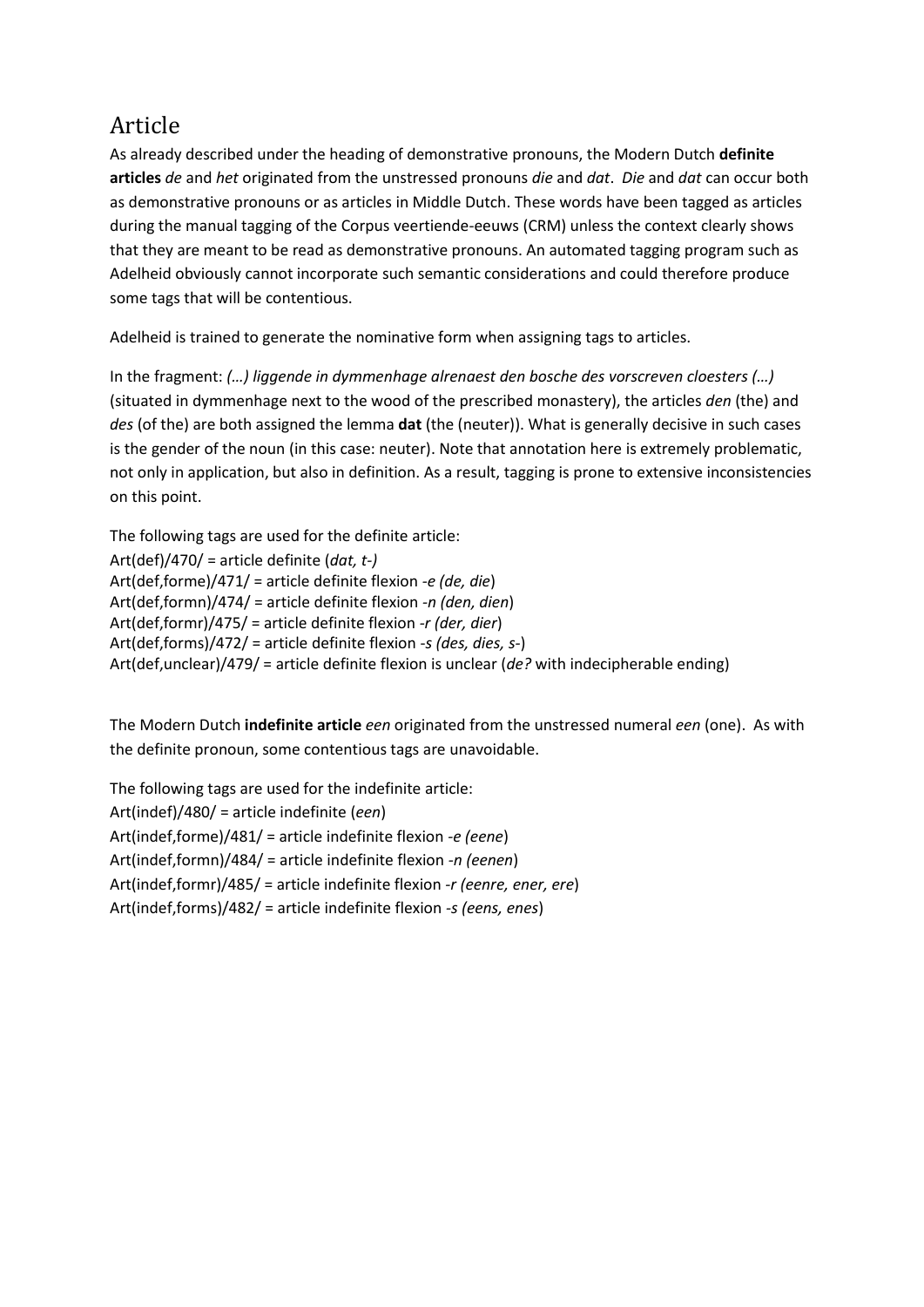# Article

As already described under the heading of demonstrative pronouns, the Modern Dutch **definite articles** *de* and *het* originated from the unstressed pronouns *die* and *dat*. *Die* and *dat* can occur both as demonstrative pronouns or as articles in Middle Dutch. These words have been tagged as articles during the manual tagging of the Corpus veertiende-eeuws (CRM) unless the context clearly shows that they are meant to be read as demonstrative pronouns. An automated tagging program such as Adelheid obviously cannot incorporate such semantic considerations and could therefore produce some tags that will be contentious.

Adelheid is trained to generate the nominative form when assigning tags to articles.

In the fragment: *(…) liggende in dymmenhage alrenaest den bosche des vorscreven cloesters (…)* (situated in dymmenhage next to the wood of the prescribed monastery), the articles *den* (the) and *des* (of the) are both assigned the lemma **dat** (the (neuter)). What is generally decisive in such cases is the gender of the noun (in this case: neuter). Note that annotation here is extremely problematic, not only in application, but also in definition. As a result, tagging is prone to extensive inconsistencies on this point.

The following tags are used for the definite article:
Art(def)/470/ = article definite (*dat, t-)*
Art(def,forme)/471/ = article definite flexion *-e (de, die*)
Art(def,formn)/474/ = article definite flexion *-n (den, dien*)
Art(def,formr)/475/ = article definite flexion *-r (der, dier*)
Art(def,forms)/472/ = article definite flexion *-s (des, dies, s-*)
Art(def,unclear)/479/ = article definite flexion is unclear (*de?* with indecipherable ending)

The Modern Dutch **indefinite article** *een* originated from the unstressed numeral *een* (one). As with the definite pronoun, some contentious tags are unavoidable.

The following tags are used for the indefinite article:
Art(indef)/480/ = article indefinite (*een*)
Art(indef,forme)/481/ = article indefinite flexion *-e (eene*)
Art(indef,formn)/484/ = article indefinite flexion *-n (eenen*)
Art(indef,formr)/485/ = article indefinite flexion *-r (eenre, ener, ere*)
Art(indef,forms)/482/ = article indefinite flexion *-s (eens, enes*)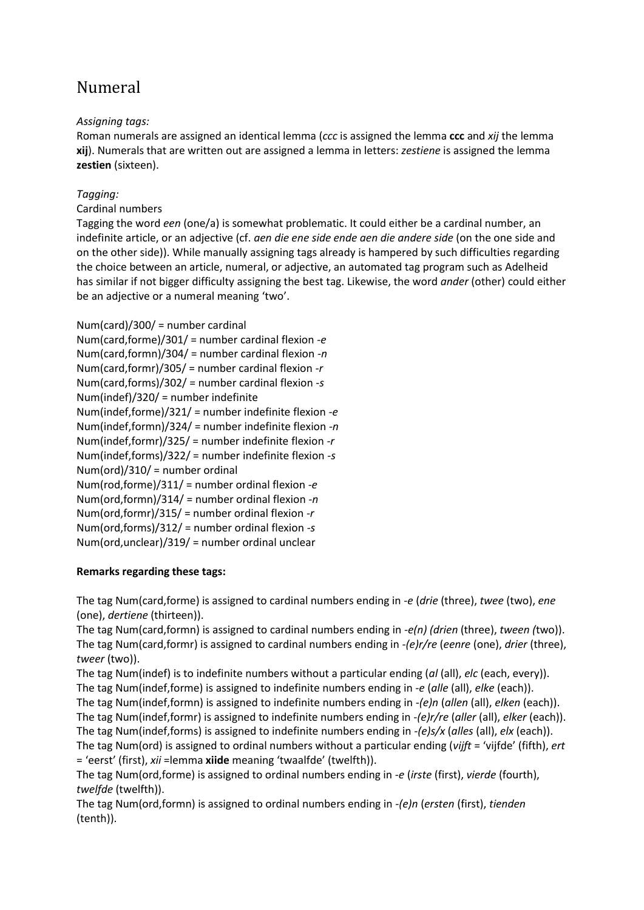# Numeral

*Assigning tags:*

Roman numerals are assigned an identical lemma (*ccc* is assigned the lemma **ccc** and *xij* the lemma **xij**). Numerals that are written out are assigned a lemma in letters: *zestiene* is assigned the lemma **zestien** (sixteen).

*Tagging:*

Cardinal numbers

Tagging the word *een* (one/a) is somewhat problematic. It could either be a cardinal number, an indefinite article, or an adjective (cf. *aen die ene side ende aen die andere side* (on the one side and on the other side)). While manually assigning tags already is hampered by such difficulties regarding the choice between an article, numeral, or adjective, an automated tag program such as Adelheid has similar if not bigger difficulty assigning the best tag. Likewise, the word *ander* (other) could either be an adjective or a numeral meaning 'two'.

Num(card)/300/ = number cardinal
Num(card,forme)/301/ = number cardinal flexion *-e*
Num(card,formn)/304/ = number cardinal flexion *-n*
Num(card,formr)/305/ = number cardinal flexion *-r*
Num(card,forms)/302/ = number cardinal flexion *-s*
Num(indef)/320/ = number indefinite
Num(indef,forme)/321/ = number indefinite flexion *-e*
Num(indef,formn)/324/ = number indefinite flexion *-n*
Num(indef,formr)/325/ = number indefinite flexion *-r*
Num(indef,forms)/322/ = number indefinite flexion *-s*
Num(ord)/310/ = number ordinal
Num(rod,forme)/311/ = number ordinal flexion *-e*
Num(ord,formn)/314/ = number ordinal flexion *-n*
Num(ord,formr)/315/ = number ordinal flexion *-r*
Num(ord,forms)/312/ = number ordinal flexion *-s*
Num(ord,unclear)/319/ = number ordinal unclear

**Remarks regarding these tags:**

The tag Num(card,forme) is assigned to cardinal numbers ending in *-e* (*drie* (three), *twee* (two), *ene* (one), *dertiene* (thirteen)).
The tag Num(card,formn) is assigned to cardinal numbers ending in *-e(n) (drien* (three), *tween (*two)).
The tag Num(card,formr) is assigned to cardinal numbers ending in *-(e)r/re* (*eenre* (one), *drier* (three), *tweer* (two)).
The tag Num(indef) is to indefinite numbers without a particular ending (*al* (all), *elc* (each, every)).
The tag Num(indef,forme) is assigned to indefinite numbers ending in *-e* (*alle* (all), *elke* (each)).
The tag Num(indef,formn) is assigned to indefinite numbers ending in *-(e)n* (*allen* (all), *elken* (each)).
The tag Num(indef,formr) is assigned to indefinite numbers ending in *-(e)r/re* (*aller* (all), *elker* (each)).
The tag Num(indef,forms) is assigned to indefinite numbers ending in *-(e)s/x* (*alles* (all), *elx* (each)).
The tag Num(ord) is assigned to ordinal numbers without a particular ending (*vijft* = 'vijfde' (fifth), *ert* = 'eerst' (first), *xii* =lemma **xiide** meaning 'twaalfde' (twelfth)).
The tag Num(ord,forme) is assigned to ordinal numbers ending in *-e* (*irste* (first), *vierde* (fourth), *twelfde* (twelfth)).
The tag Num(ord,formn) is assigned to ordinal numbers ending in *-(e)n* (*ersten* (first), *tienden* (tenth)).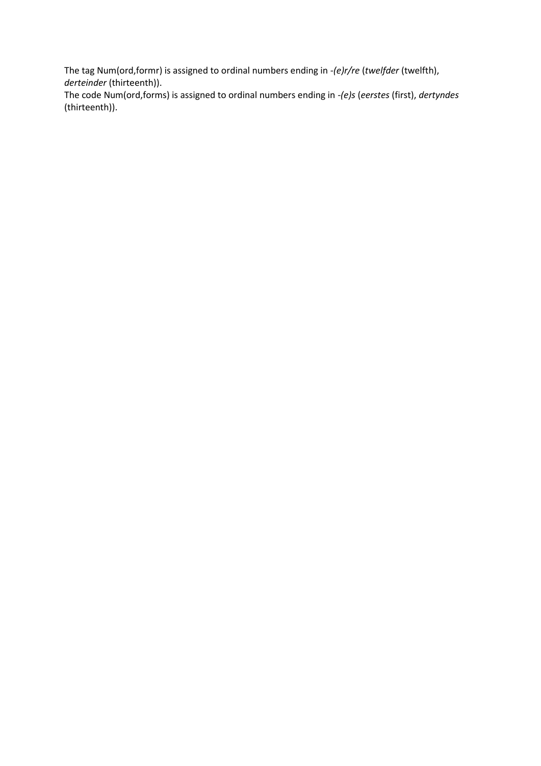The tag Num(ord,formr) is assigned to ordinal numbers ending in *-(e)r/re* (*twelfder* (twelfth), *derteinder* (thirteenth)).
The code Num(ord,forms) is assigned to ordinal numbers ending in *-(e)s* (*eerstes* (first), *dertyndes* (thirteenth)).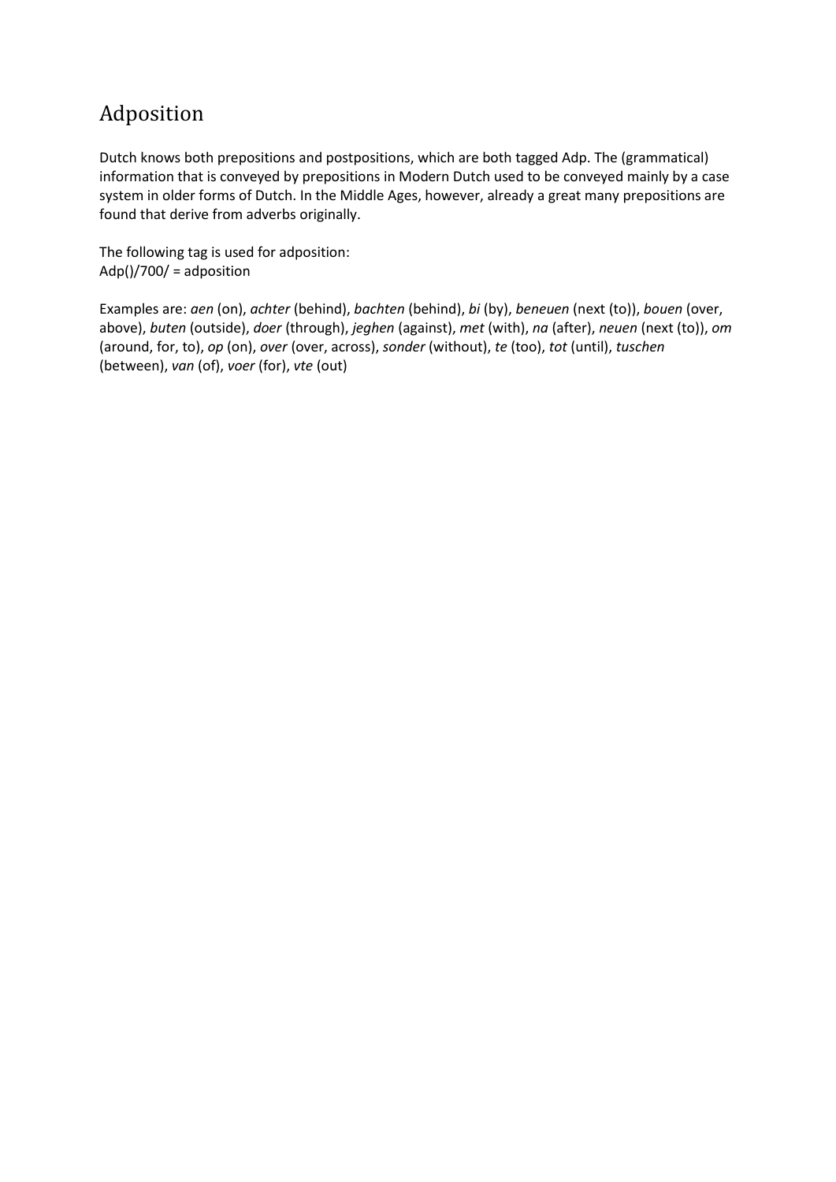# Adposition

Dutch knows both prepositions and postpositions, which are both tagged Adp. The (grammatical) information that is conveyed by prepositions in Modern Dutch used to be conveyed mainly by a case system in older forms of Dutch. In the Middle Ages, however, already a great many prepositions are found that derive from adverbs originally.

The following tag is used for adposition:
Adp()/700/ = adposition

Examples are: *aen* (on), *achter* (behind), *bachten* (behind), *bi* (by), *beneuen* (next (to)), *bouen* (over, above), *buten* (outside), *doer* (through), *jeghen* (against), *met* (with), *na* (after), *neuen* (next (to)), *om* (around, for, to), *op* (on), *over* (over, across), *sonder* (without), *te* (too), *tot* (until), *tuschen* (between), *van* (of), *voer* (for), *vte* (out)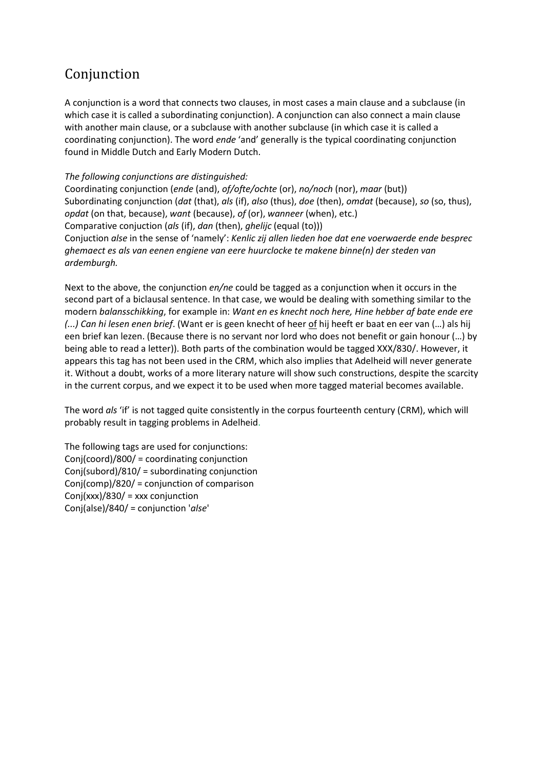# Conjunction

A conjunction is a word that connects two clauses, in most cases a main clause and a subclause (in which case it is called a subordinating conjunction). A conjunction can also connect a main clause with another main clause, or a subclause with another subclause (in which case it is called a coordinating conjunction). The word *ende* 'and' generally is the typical coordinating conjunction found in Middle Dutch and Early Modern Dutch.

*The following conjunctions are distinguished:*
Coordinating conjunction (*ende* (and), *of/ofte/ochte* (or), *no/noch* (nor), *maar* (but))
Subordinating conjunction (*dat* (that), *als* (if), *also* (thus), *doe* (then), *omdat* (because), *so* (so, thus), *opdat* (on that, because), *want* (because), *of* (or), *wanneer* (when), etc.)
Comparative conjuction (*als* (if), *dan* (then), *ghelijc* (equal (to)))
Conjuction *alse* in the sense of 'namely': *Kenlic zij allen lieden hoe dat ene voerwaerde ende besprec ghemaect es als van eenen engiene van eere huurclocke te makene binne(n) der steden van ardemburgh.*

Next to the above, the conjunction *en/ne* could be tagged as a conjunction when it occurs in the second part of a biclausal sentence. In that case, we would be dealing with something similar to the modern *balansschikking*, for example in: *Want en es knecht noch here, Hine hebber af bate ende ere (...) Can hi lesen enen brief*. (Want er is geen knecht of heer <u>of</u> hij heeft er baat en eer van (…) als hij een brief kan lezen. (Because there is no servant nor lord who does not benefit or gain honour (…) by being able to read a letter)). Both parts of the combination would be tagged XXX/830/. However, it appears this tag has not been used in the CRM, which also implies that Adelheid will never generate it. Without a doubt, works of a more literary nature will show such constructions, despite the scarcity in the current corpus, and we expect it to be used when more tagged material becomes available.

The word *als* 'if' is not tagged quite consistently in the corpus fourteenth century (CRM), which will probably result in tagging problems in Adelheid.

The following tags are used for conjunctions:
Conj(coord)/800/ = coordinating conjunction
Conj(subord)/810/ = subordinating conjunction
Conj(comp)/820/ = conjunction of comparison
Conj(xxx)/830/ = xxx conjunction
Conj(alse)/840/ = conjunction '*alse*'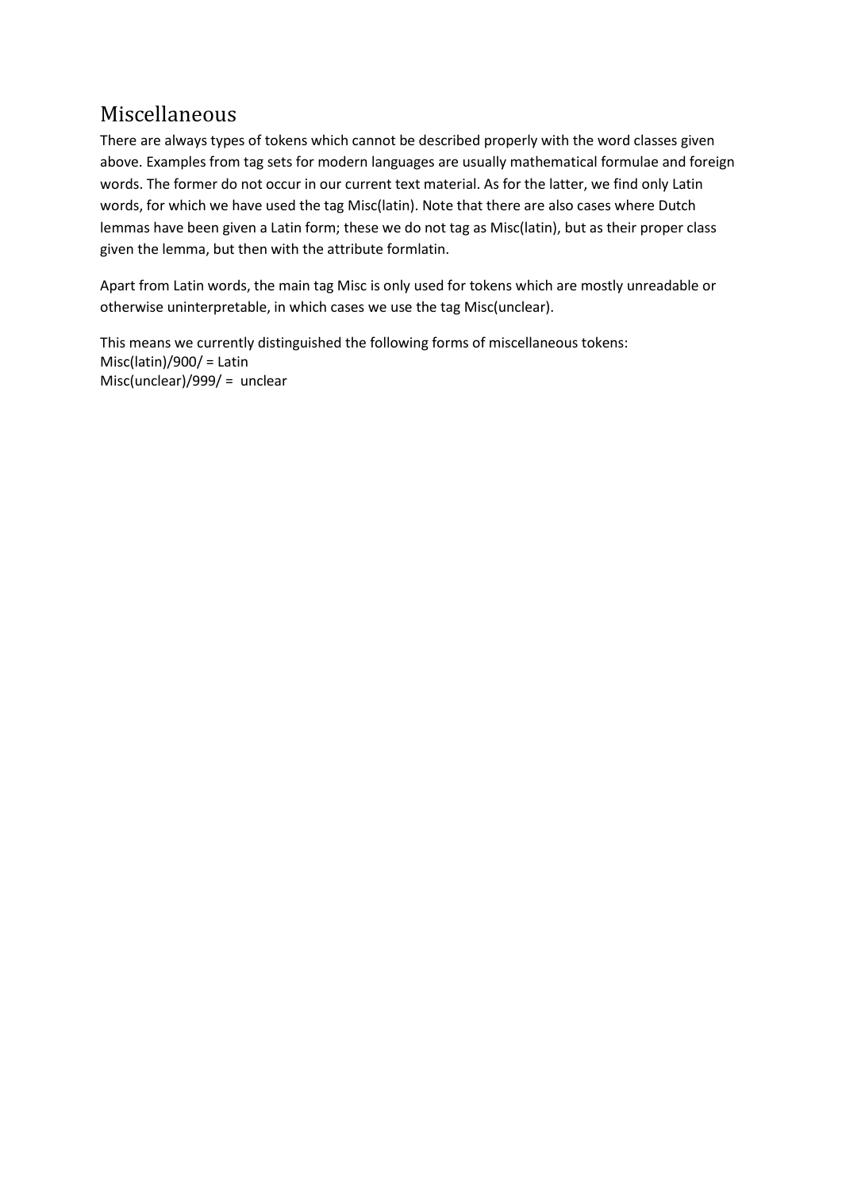## Miscellaneous

There are always types of tokens which cannot be described properly with the word classes given above. Examples from tag sets for modern languages are usually mathematical formulae and foreign words. The former do not occur in our current text material. As for the latter, we find only Latin words, for which we have used the tag Misc(latin). Note that there are also cases where Dutch lemmas have been given a Latin form; these we do not tag as Misc(latin), but as their proper class given the lemma, but then with the attribute formlatin.

Apart from Latin words, the main tag Misc is only used for tokens which are mostly unreadable or otherwise uninterpretable, in which cases we use the tag Misc(unclear).

This means we currently distinguished the following forms of miscellaneous tokens:
Misc(latin)/900/ = Latin
Misc(unclear)/999/ = unclear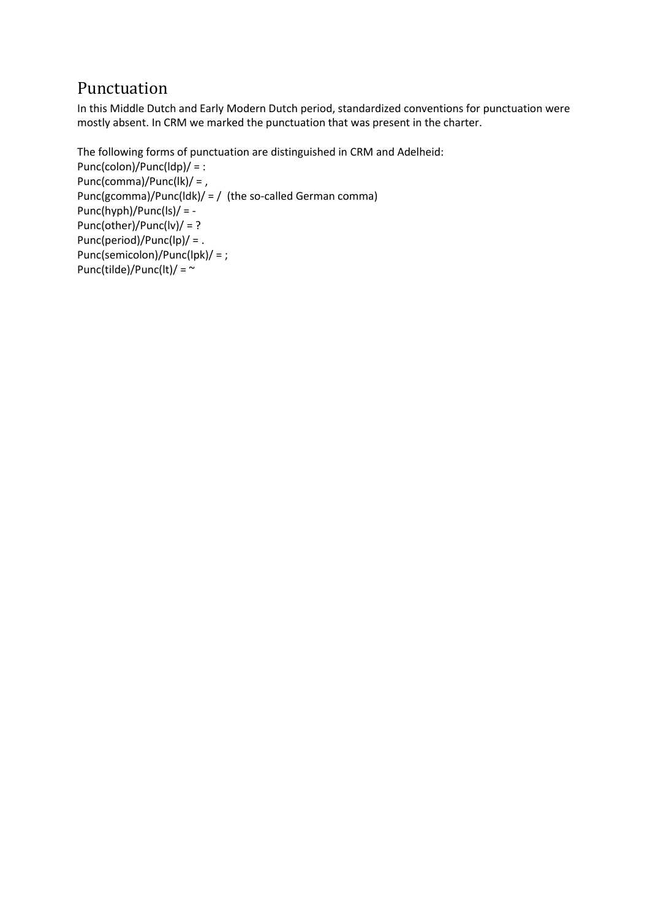## Punctuation

In this Middle Dutch and Early Modern Dutch period, standardized conventions for punctuation were mostly absent. In CRM we marked the punctuation that was present in the charter.

The following forms of punctuation are distinguished in CRM and Adelheid:
Punc(colon)/Punc(ldp)/ = :
Punc(comma)/Punc(lk)/ = ,
Punc(gcomma)/Punc(ldk)/ = / (the so-called German comma)
Punc(hyph)/Punc(ls)/ = -
Punc(other)/Punc(lv)/ = ?
Punc(period)/Punc(lp)/ = .
Punc(semicolon)/Punc(lpk)/ = ;
Punc(tilde)/Punc(lt)/ = ~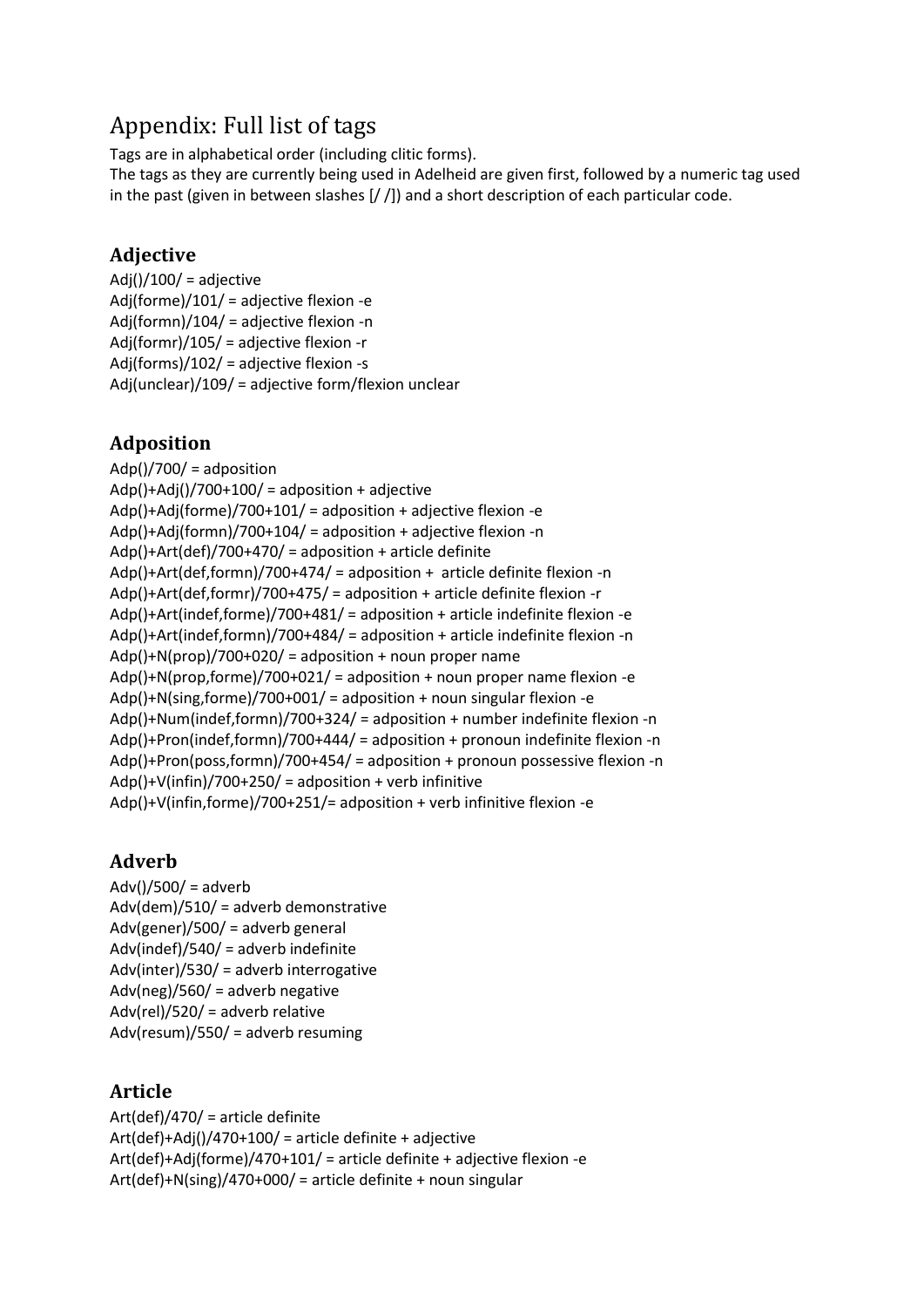# Appendix: Full list of tags

Tags are in alphabetical order (including clitic forms).
The tags as they are currently being used in Adelheid are given first, followed by a numeric tag used in the past (given in between slashes [/ /]) and a short description of each particular code.

## Adjective

Adj()/100/ = adjective
Adj(forme)/101/ = adjective flexion -e
Adj(formn)/104/ = adjective flexion -n
Adj(formr)/105/ = adjective flexion -r
Adj(forms)/102/ = adjective flexion -s
Adj(unclear)/109/ = adjective form/flexion unclear

## Adposition

Adp()/700/ = adposition
Adp()+Adj()/700+100/ = adposition + adjective
Adp()+Adj(forme)/700+101/ = adposition + adjective flexion -e
Adp()+Adj(formn)/700+104/ = adposition + adjective flexion -n
Adp()+Art(def)/700+470/ = adposition + article definite
Adp()+Art(def,formn)/700+474/ = adposition + article definite flexion -n
Adp()+Art(def,formr)/700+475/ = adposition + article definite flexion -r
Adp()+Art(indef,forme)/700+481/ = adposition + article indefinite flexion -e
Adp()+Art(indef,formn)/700+484/ = adposition + article indefinite flexion -n
Adp()+N(prop)/700+020/ = adposition + noun proper name
Adp()+N(prop,forme)/700+021/ = adposition + noun proper name flexion -e
Adp()+N(sing,forme)/700+001/ = adposition + noun singular flexion -e
Adp()+Num(indef,formn)/700+324/ = adposition + number indefinite flexion -n
Adp()+Pron(indef,formn)/700+444/ = adposition + pronoun indefinite flexion -n
Adp()+Pron(poss,formn)/700+454/ = adposition + pronoun possessive flexion -n
Adp()+V(infin)/700+250/ = adposition + verb infinitive
Adp()+V(infin,forme)/700+251/= adposition + verb infinitive flexion -e

## Adverb

Adv()/500/ = adverb
Adv(dem)/510/ = adverb demonstrative
Adv(gener)/500/ = adverb general
Adv(indef)/540/ = adverb indefinite
Adv(inter)/530/ = adverb interrogative
Adv(neg)/560/ = adverb negative
Adv(rel)/520/ = adverb relative
Adv(resum)/550/ = adverb resuming

## Article

Art(def)/470/ = article definite
Art(def)+Adj()/470+100/ = article definite + adjective
Art(def)+Adj(forme)/470+101/ = article definite + adjective flexion -e
Art(def)+N(sing)/470+000/ = article definite + noun singular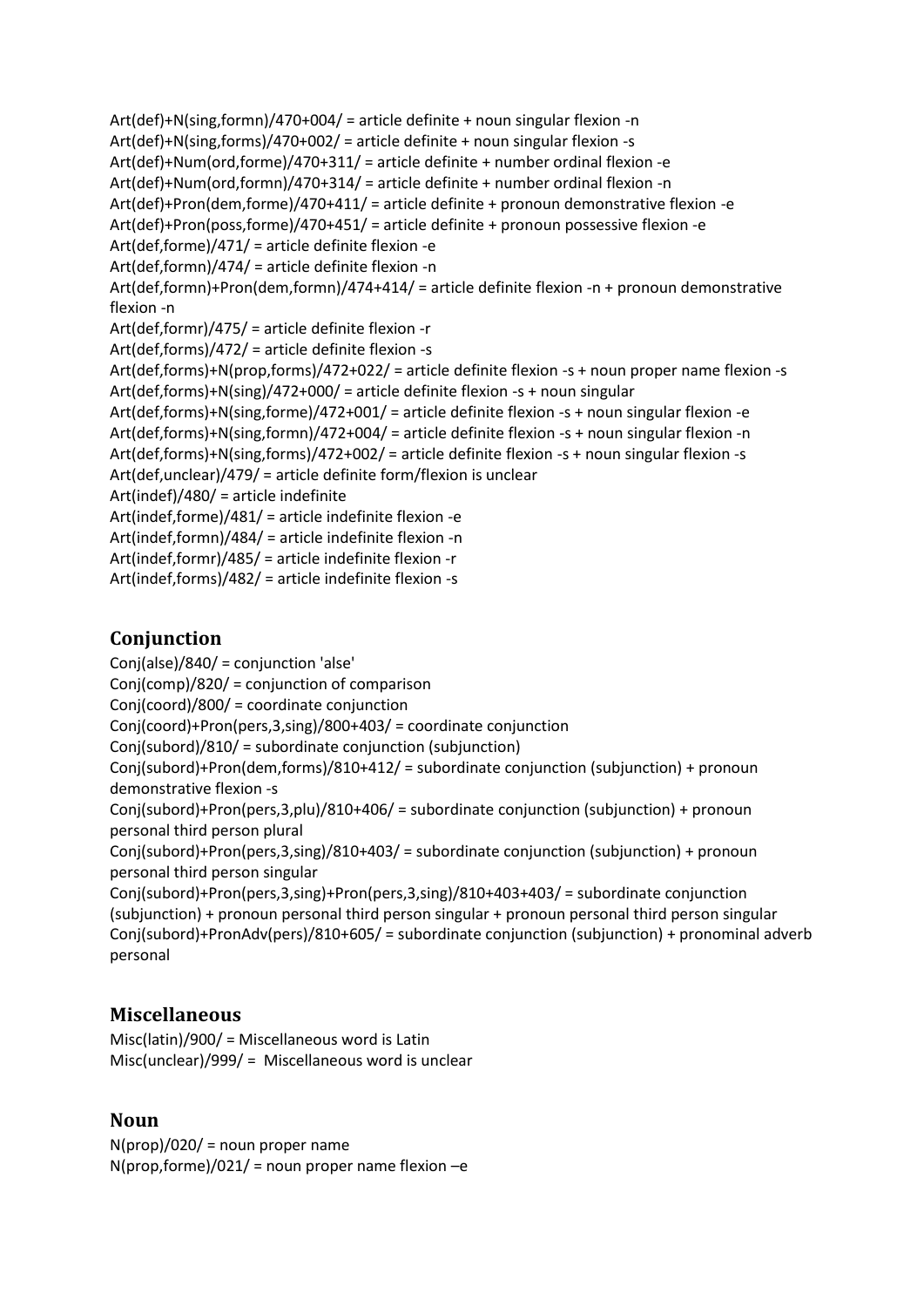Art(def)+N(sing,formn)/470+004/ = article definite + noun singular flexion -n
Art(def)+N(sing,forms)/470+002/ = article definite + noun singular flexion -s
Art(def)+Num(ord,forme)/470+311/ = article definite + number ordinal flexion -e
Art(def)+Num(ord,formn)/470+314/ = article definite + number ordinal flexion -n
Art(def)+Pron(dem,forme)/470+411/ = article definite + pronoun demonstrative flexion -e
Art(def)+Pron(poss,forme)/470+451/ = article definite + pronoun possessive flexion -e
Art(def,forme)/471/ = article definite flexion -e
Art(def,formn)/474/ = article definite flexion -n
Art(def,formn)+Pron(dem,formn)/474+414/ = article definite flexion -n + pronoun demonstrative flexion -n
Art(def,formr)/475/ = article definite flexion -r
Art(def,forms)/472/ = article definite flexion -s
Art(def,forms)+N(prop,forms)/472+022/ = article definite flexion -s + noun proper name flexion -s
Art(def,forms)+N(sing)/472+000/ = article definite flexion -s + noun singular
Art(def,forms)+N(sing,forme)/472+001/ = article definite flexion -s + noun singular flexion -e
Art(def,forms)+N(sing,formn)/472+004/ = article definite flexion -s + noun singular flexion -n
Art(def,forms)+N(sing,forms)/472+002/ = article definite flexion -s + noun singular flexion -s
Art(def,unclear)/479/ = article definite form/flexion is unclear
Art(indef)/480/ = article indefinite
Art(indef,forme)/481/ = article indefinite flexion -e
Art(indef,formn)/484/ = article indefinite flexion -n
Art(indef,formr)/485/ = article indefinite flexion -r
Art(indef,forms)/482/ = article indefinite flexion -s

## Conjunction

Conj(alse)/840/ = conjunction 'alse'
Conj(comp)/820/ = conjunction of comparison
Conj(coord)/800/ = coordinate conjunction
Conj(coord)+Pron(pers,3,sing)/800+403/ = coordinate conjunction
Conj(subord)/810/ = subordinate conjunction (subjunction)
Conj(subord)+Pron(dem,forms)/810+412/ = subordinate conjunction (subjunction) + pronoun demonstrative flexion -s
Conj(subord)+Pron(pers,3,plu)/810+406/ = subordinate conjunction (subjunction) + pronoun personal third person plural
Conj(subord)+Pron(pers,3,sing)/810+403/ = subordinate conjunction (subjunction) + pronoun personal third person singular
Conj(subord)+Pron(pers,3,sing)+Pron(pers,3,sing)/810+403+403/ = subordinate conjunction (subjunction) + pronoun personal third person singular + pronoun personal third person singular
Conj(subord)+PronAdv(pers)/810+605/ = subordinate conjunction (subjunction) + pronominal adverb personal

## Miscellaneous

Misc(latin)/900/ = Miscellaneous word is Latin
Misc(unclear)/999/ = Miscellaneous word is unclear

## Noun

N(prop)/020/ = noun proper name
N(prop,forme)/021/ = noun proper name flexion –e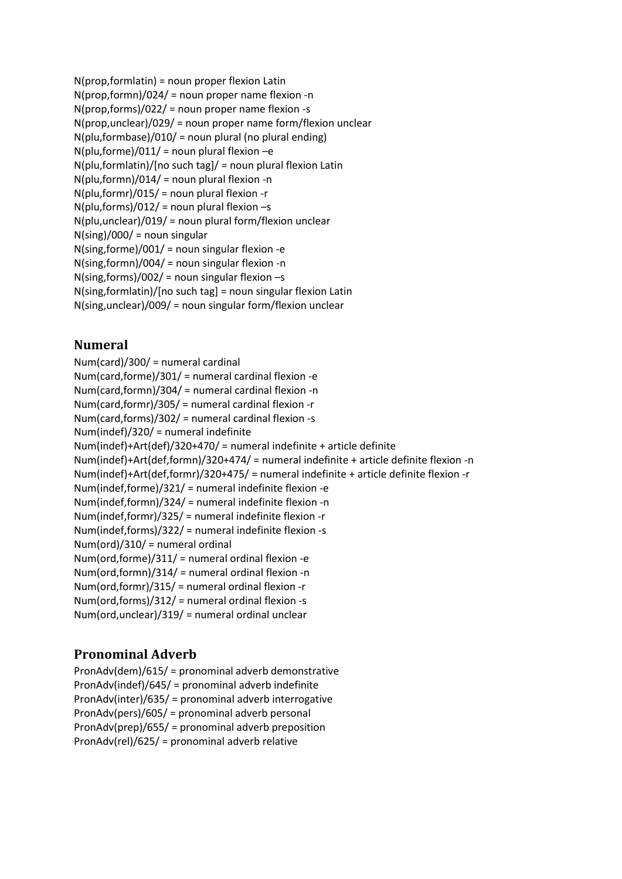N(prop,formlatin) = noun proper flexion Latin
N(prop,formn)/024/ = noun proper name flexion -n
N(prop,forms)/022/ = noun proper name flexion -s
N(prop,unclear)/029/ = noun proper name form/flexion unclear
N(plu,formbase)/010/ = noun plural (no plural ending)
N(plu,forme)/011/ = noun plural flexion –e
N(plu,formlatin)/[no such tag]/ = noun plural flexion Latin
N(plu,formn)/014/ = noun plural flexion -n
N(plu,formr)/015/ = noun plural flexion -r
N(plu,forms)/012/ = noun plural flexion –s
N(plu,unclear)/019/ = noun plural form/flexion unclear
N(sing)/000/ = noun singular
N(sing,forme)/001/ = noun singular flexion -e
N(sing,formn)/004/ = noun singular flexion -n
N(sing,forms)/002/ = noun singular flexion –s
N(sing,formlatin)/[no such tag] = noun singular flexion Latin
N(sing,unclear)/009/ = noun singular form/flexion unclear

## Numeral

Num(card)/300/ = numeral cardinal
Num(card,forme)/301/ = numeral cardinal flexion -e
Num(card,formn)/304/ = numeral cardinal flexion -n
Num(card,formr)/305/ = numeral cardinal flexion -r
Num(card,forms)/302/ = numeral cardinal flexion -s
Num(indef)/320/ = numeral indefinite
Num(indef)+Art(def)/320+470/ = numeral indefinite + article definite
Num(indef)+Art(def,formn)/320+474/ = numeral indefinite + article definite flexion -n
Num(indef)+Art(def,formr)/320+475/ = numeral indefinite + article definite flexion -r
Num(indef,forme)/321/ = numeral indefinite flexion -e
Num(indef,formn)/324/ = numeral indefinite flexion -n
Num(indef,formr)/325/ = numeral indefinite flexion -r
Num(indef,forms)/322/ = numeral indefinite flexion -s
Num(ord)/310/ = numeral ordinal
Num(ord,forme)/311/ = numeral ordinal flexion -e
Num(ord,formn)/314/ = numeral ordinal flexion -n
Num(ord,formr)/315/ = numeral ordinal flexion -r
Num(ord,forms)/312/ = numeral ordinal flexion -s
Num(ord,unclear)/319/ = numeral ordinal unclear

## Pronominal Adverb

PronAdv(dem)/615/ = pronominal adverb demonstrative
PronAdv(indef)/645/ = pronominal adverb indefinite
PronAdv(inter)/635/ = pronominal adverb interrogative
PronAdv(pers)/605/ = pronominal adverb personal
PronAdv(prep)/655/ = pronominal adverb preposition
PronAdv(rel)/625/ = pronominal adverb relative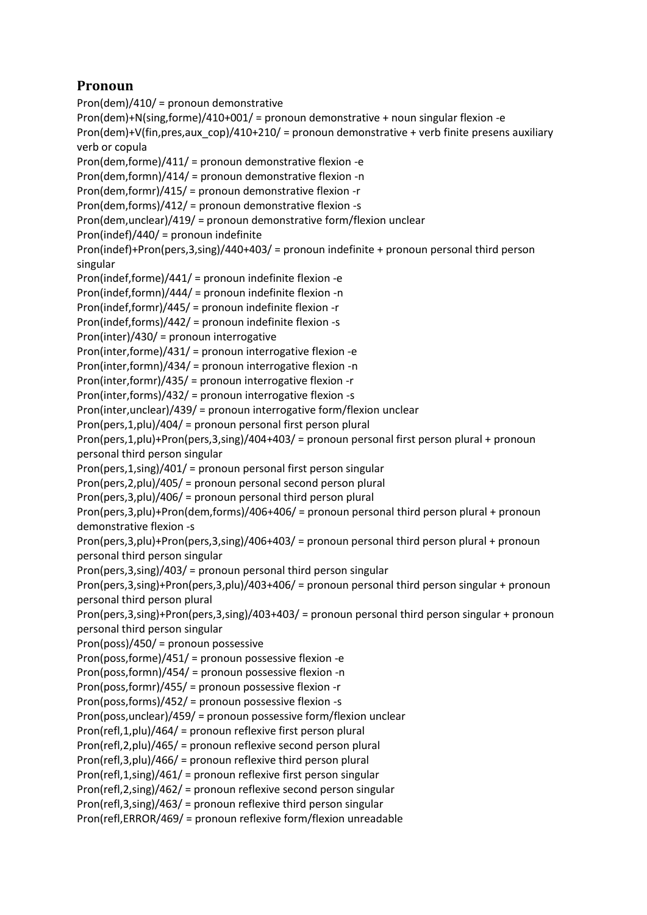## Pronoun

Pron(dem)/410/ = pronoun demonstrative
Pron(dem)+N(sing,forme)/410+001/ = pronoun demonstrative + noun singular flexion -e
Pron(dem)+V(fin,pres,aux_cop)/410+210/ = pronoun demonstrative + verb finite presens auxiliary verb or copula
Pron(dem,forme)/411/ = pronoun demonstrative flexion -e
Pron(dem,formn)/414/ = pronoun demonstrative flexion -n
Pron(dem,formr)/415/ = pronoun demonstrative flexion -r
Pron(dem,forms)/412/ = pronoun demonstrative flexion -s
Pron(dem,unclear)/419/ = pronoun demonstrative form/flexion unclear
Pron(indef)/440/ = pronoun indefinite
Pron(indef)+Pron(pers,3,sing)/440+403/ = pronoun indefinite + pronoun personal third person singular
Pron(indef,forme)/441/ = pronoun indefinite flexion -e
Pron(indef,formn)/444/ = pronoun indefinite flexion -n
Pron(indef,formr)/445/ = pronoun indefinite flexion -r
Pron(indef,forms)/442/ = pronoun indefinite flexion -s
Pron(inter)/430/ = pronoun interrogative
Pron(inter,forme)/431/ = pronoun interrogative flexion -e
Pron(inter,formn)/434/ = pronoun interrogative flexion -n
Pron(inter,formr)/435/ = pronoun interrogative flexion -r
Pron(inter,forms)/432/ = pronoun interrogative flexion -s
Pron(inter,unclear)/439/ = pronoun interrogative form/flexion unclear
Pron(pers,1,plu)/404/ = pronoun personal first person plural
Pron(pers,1,plu)+Pron(pers,3,sing)/404+403/ = pronoun personal first person plural + pronoun personal third person singular
Pron(pers,1,sing)/401/ = pronoun personal first person singular
Pron(pers,2,plu)/405/ = pronoun personal second person plural
Pron(pers,3,plu)/406/ = pronoun personal third person plural
Pron(pers,3,plu)+Pron(dem,forms)/406+406/ = pronoun personal third person plural + pronoun demonstrative flexion -s
Pron(pers,3,plu)+Pron(pers,3,sing)/406+403/ = pronoun personal third person plural + pronoun personal third person singular
Pron(pers,3,sing)/403/ = pronoun personal third person singular
Pron(pers,3,sing)+Pron(pers,3,plu)/403+406/ = pronoun personal third person singular + pronoun personal third person plural
Pron(pers,3,sing)+Pron(pers,3,sing)/403+403/ = pronoun personal third person singular + pronoun personal third person singular
Pron(poss)/450/ = pronoun possessive
Pron(poss,forme)/451/ = pronoun possessive flexion -e
Pron(poss,formn)/454/ = pronoun possessive flexion -n
Pron(poss,formr)/455/ = pronoun possessive flexion -r
Pron(poss,forms)/452/ = pronoun possessive flexion -s
Pron(poss,unclear)/459/ = pronoun possessive form/flexion unclear
Pron(refl,1,plu)/464/ = pronoun reflexive first person plural
Pron(refl,2,plu)/465/ = pronoun reflexive second person plural
Pron(refl,3,plu)/466/ = pronoun reflexive third person plural
Pron(refl,1,sing)/461/ = pronoun reflexive first person singular
Pron(refl,2,sing)/462/ = pronoun reflexive second person singular
Pron(refl,3,sing)/463/ = pronoun reflexive third person singular
Pron(refl,ERROR/469/ = pronoun reflexive form/flexion unreadable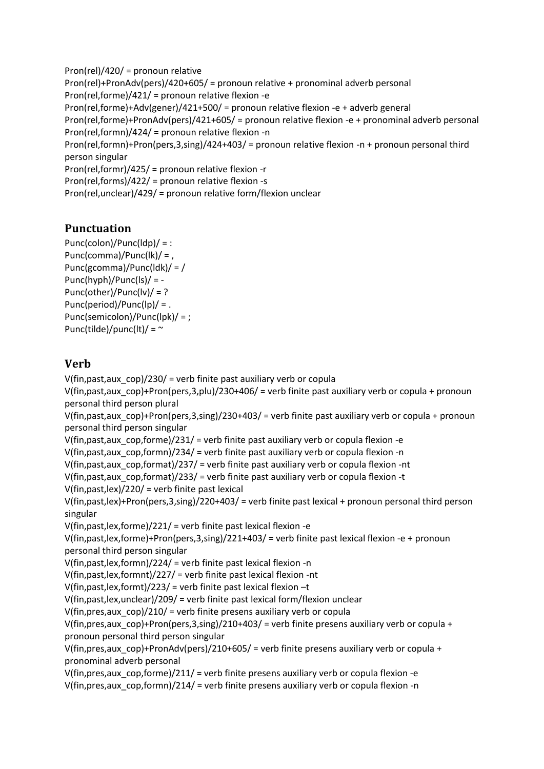Pron(rel)/420/ = pronoun relative
Pron(rel)+PronAdv(pers)/420+605/ = pronoun relative + pronominal adverb personal
Pron(rel,forme)/421/ = pronoun relative flexion -e
Pron(rel,forme)+Adv(gener)/421+500/ = pronoun relative flexion -e + adverb general
Pron(rel,forme)+PronAdv(pers)/421+605/ = pronoun relative flexion -e + pronominal adverb personal
Pron(rel,formn)/424/ = pronoun relative flexion -n
Pron(rel,formn)+Pron(pers,3,sing)/424+403/ = pronoun relative flexion -n + pronoun personal third person singular
Pron(rel,formr)/425/ = pronoun relative flexion -r
Pron(rel,forms)/422/ = pronoun relative flexion -s
Pron(rel,unclear)/429/ = pronoun relative form/flexion unclear

## Punctuation

Punc(colon)/Punc(ldp)/ = :
Punc(comma)/Punc(lk)/ = ,
Punc(gcomma)/Punc(ldk)/ = /
Punc(hyph)/Punc(ls)/ = -
Punc(other)/Punc(lv)/ = ?
Punc(period)/Punc(lp)/ = .
Punc(semicolon)/Punc(lpk)/ = ;
Punc(tilde)/punc(lt)/ = ~

## Verb

V(fin,past,aux_cop)/230/ = verb finite past auxiliary verb or copula
V(fin,past,aux_cop)+Pron(pers,3,plu)/230+406/ = verb finite past auxiliary verb or copula + pronoun personal third person plural
V(fin,past,aux_cop)+Pron(pers,3,sing)/230+403/ = verb finite past auxiliary verb or copula + pronoun personal third person singular
V(fin,past,aux_cop,forme)/231/ = verb finite past auxiliary verb or copula flexion -e
V(fin,past,aux_cop,formn)/234/ = verb finite past auxiliary verb or copula flexion -n
V(fin,past,aux_cop,format)/237/ = verb finite past auxiliary verb or copula flexion -nt
V(fin,past,aux_cop,format)/233/ = verb finite past auxiliary verb or copula flexion -t
V(fin,past,lex)/220/ = verb finite past lexical
V(fin,past,lex)+Pron(pers,3,sing)/220+403/ = verb finite past lexical + pronoun personal third person singular
V(fin,past,lex,forme)/221/ = verb finite past lexical flexion -e
V(fin,past,lex,forme)+Pron(pers,3,sing)/221+403/ = verb finite past lexical flexion -e + pronoun personal third person singular
V(fin,past,lex,formn)/224/ = verb finite past lexical flexion -n
V(fin,past,lex,formnt)/227/ = verb finite past lexical flexion -nt
V(fin,past,lex,formt)/223/ = verb finite past lexical flexion –t
V(fin,past,lex,unclear)/209/ = verb finite past lexical form/flexion unclear
V(fin,pres,aux_cop)/210/ = verb finite presens auxiliary verb or copula
V(fin,pres,aux_cop)+Pron(pers,3,sing)/210+403/ = verb finite presens auxiliary verb or copula + pronoun personal third person singular
V(fin,pres,aux_cop)+PronAdv(pers)/210+605/ = verb finite presens auxiliary verb or copula + pronominal adverb personal
V(fin,pres,aux_cop,forme)/211/ = verb finite presens auxiliary verb or copula flexion -e
V(fin,pres,aux_cop,formn)/214/ = verb finite presens auxiliary verb or copula flexion -n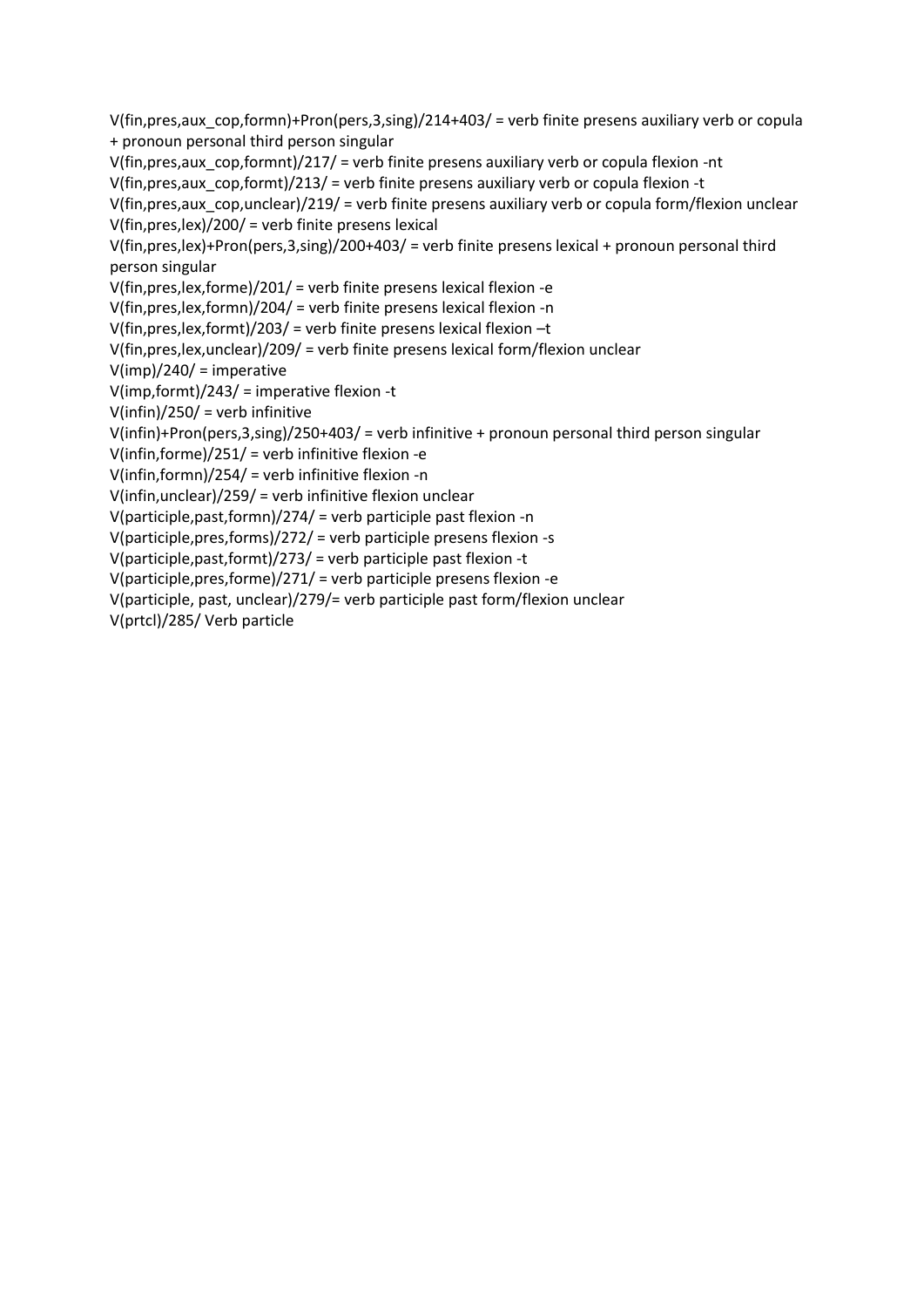V(fin,pres,aux_cop,formn)+Pron(pers,3,sing)/214+403/ = verb finite presens auxiliary verb or copula + pronoun personal third person singular
V(fin,pres,aux_cop,formnt)/217/ = verb finite presens auxiliary verb or copula flexion -nt
V(fin,pres,aux_cop,formt)/213/ = verb finite presens auxiliary verb or copula flexion -t
V(fin,pres,aux_cop,unclear)/219/ = verb finite presens auxiliary verb or copula form/flexion unclear
V(fin,pres,lex)/200/ = verb finite presens lexical
V(fin,pres,lex)+Pron(pers,3,sing)/200+403/ = verb finite presens lexical + pronoun personal third person singular
V(fin,pres,lex,forme)/201/ = verb finite presens lexical flexion -e
V(fin,pres,lex,formn)/204/ = verb finite presens lexical flexion -n
V(fin,pres,lex,formt)/203/ = verb finite presens lexical flexion –t
V(fin,pres,lex,unclear)/209/ = verb finite presens lexical form/flexion unclear
V(imp)/240/ = imperative
V(imp,formt)/243/ = imperative flexion -t
V(infin)/250/ = verb infinitive
V(infin)+Pron(pers,3,sing)/250+403/ = verb infinitive + pronoun personal third person singular
V(infin,forme)/251/ = verb infinitive flexion -e
V(infin,formn)/254/ = verb infinitive flexion -n
V(infin,unclear)/259/ = verb infinitive flexion unclear
V(participle,past,formn)/274/ = verb participle past flexion -n
V(participle,pres,forms)/272/ = verb participle presens flexion -s
V(participle,past,formt)/273/ = verb participle past flexion -t
V(participle,pres,forme)/271/ = verb participle presens flexion -e
V(participle, past, unclear)/279/= verb participle past form/flexion unclear
V(prtcl)/285/ Verb particle